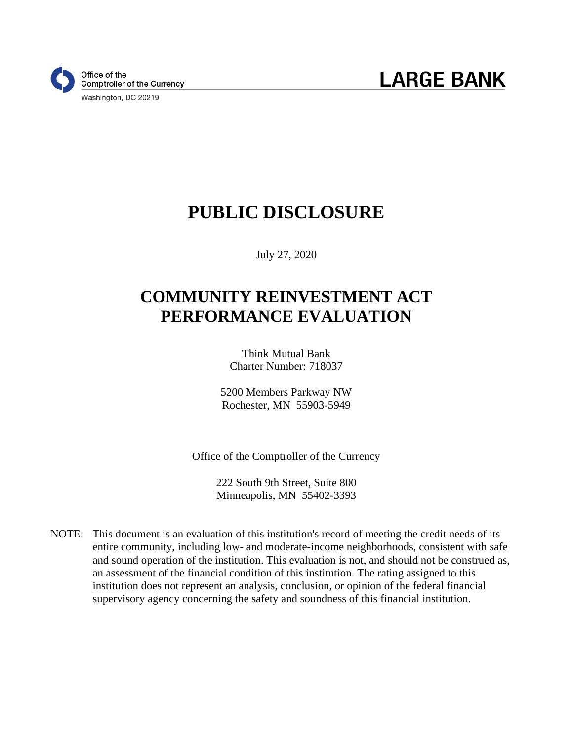Office of the
Comptroller of the Currency
Washington, DC 20219

**LARGE BANK**

# PUBLIC DISCLOSURE

July 27, 2020

# COMMUNITY REINVESTMENT ACT PERFORMANCE EVALUATION

Think Mutual Bank
Charter Number: 718037

5200 Members Parkway NW
Rochester, MN 55903-5949

Office of the Comptroller of the Currency

222 South 9th Street, Suite 800
Minneapolis, MN 55402-3393

NOTE: This document is an evaluation of this institution's record of meeting the credit needs of its entire community, including low- and moderate-income neighborhoods, consistent with safe and sound operation of the institution. This evaluation is not, and should not be construed as, an assessment of the financial condition of this institution. The rating assigned to this institution does not represent an analysis, conclusion, or opinion of the federal financial supervisory agency concerning the safety and soundness of this financial institution.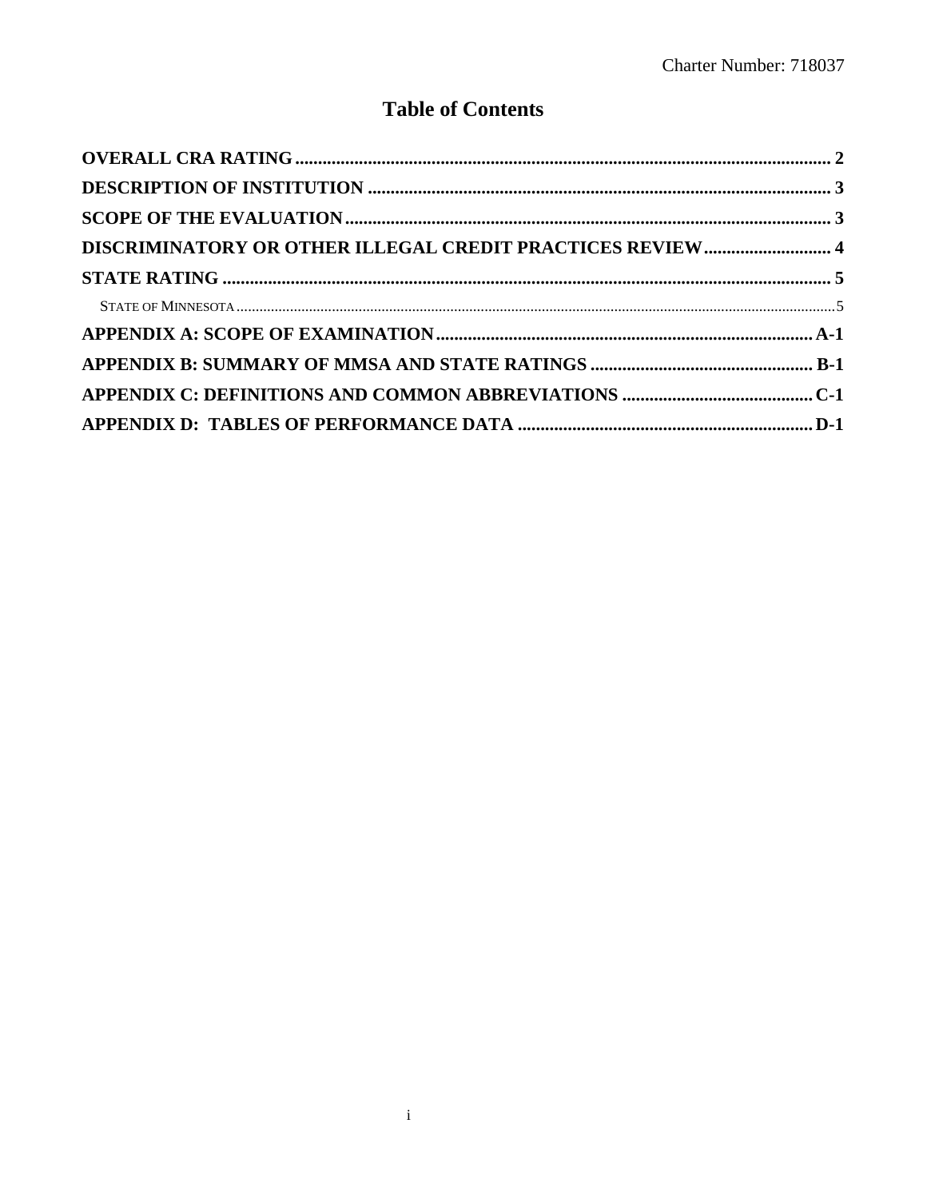# Table of Contents

**OVERALL CRA RATING** .......... **2**

**DESCRIPTION OF INSTITUTION** .......... **3**

**SCOPE OF THE EVALUATION** .......... **3**

**DISCRIMINATORY OR OTHER ILLEGAL CREDIT PRACTICES REVIEW** .......... **4**

**STATE RATING** .......... **5**

- State of Minnesota .......... 5

**APPENDIX A: SCOPE OF EXAMINATION** .......... **A-1**

**APPENDIX B: SUMMARY OF MMSA AND STATE RATINGS** .......... **B-1**

**APPENDIX C: DEFINITIONS AND COMMON ABBREVIATIONS** .......... **C-1**

**APPENDIX D: TABLES OF PERFORMANCE DATA** .......... **D-1**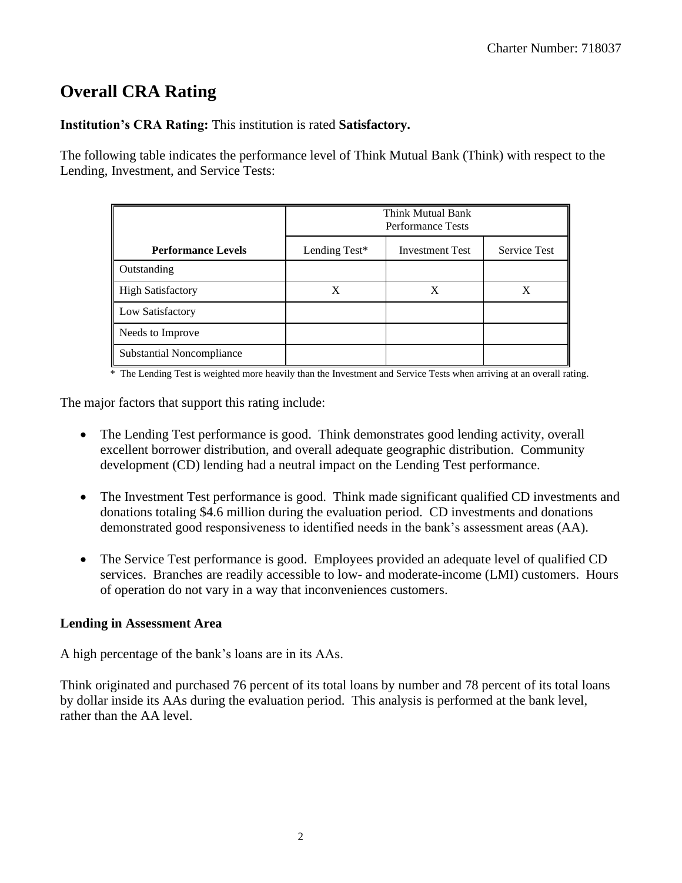# Overall CRA Rating

**Institution's CRA Rating:** This institution is rated **Satisfactory.**

The following table indicates the performance level of Think Mutual Bank (Think) with respect to the Lending, Investment, and Service Tests:

| | Think Mutual Bank Performance Tests | | |
|---|---|---|---|
| **Performance Levels** | Lending Test* | Investment Test | Service Test |
| Outstanding | | | |
| High Satisfactory | X | X | X |
| Low Satisfactory | | | |
| Needs to Improve | | | |
| Substantial Noncompliance | | | |

\* The Lending Test is weighted more heavily than the Investment and Service Tests when arriving at an overall rating.

The major factors that support this rating include:

- The Lending Test performance is good. Think demonstrates good lending activity, overall excellent borrower distribution, and overall adequate geographic distribution. Community development (CD) lending had a neutral impact on the Lending Test performance.
- The Investment Test performance is good. Think made significant qualified CD investments and donations totaling $4.6 million during the evaluation period. CD investments and donations demonstrated good responsiveness to identified needs in the bank's assessment areas (AA).
- The Service Test performance is good. Employees provided an adequate level of qualified CD services. Branches are readily accessible to low- and moderate-income (LMI) customers. Hours of operation do not vary in a way that inconveniences customers.

**Lending in Assessment Area**

A high percentage of the bank's loans are in its AAs.

Think originated and purchased 76 percent of its total loans by number and 78 percent of its total loans by dollar inside its AAs during the evaluation period. This analysis is performed at the bank level, rather than the AA level.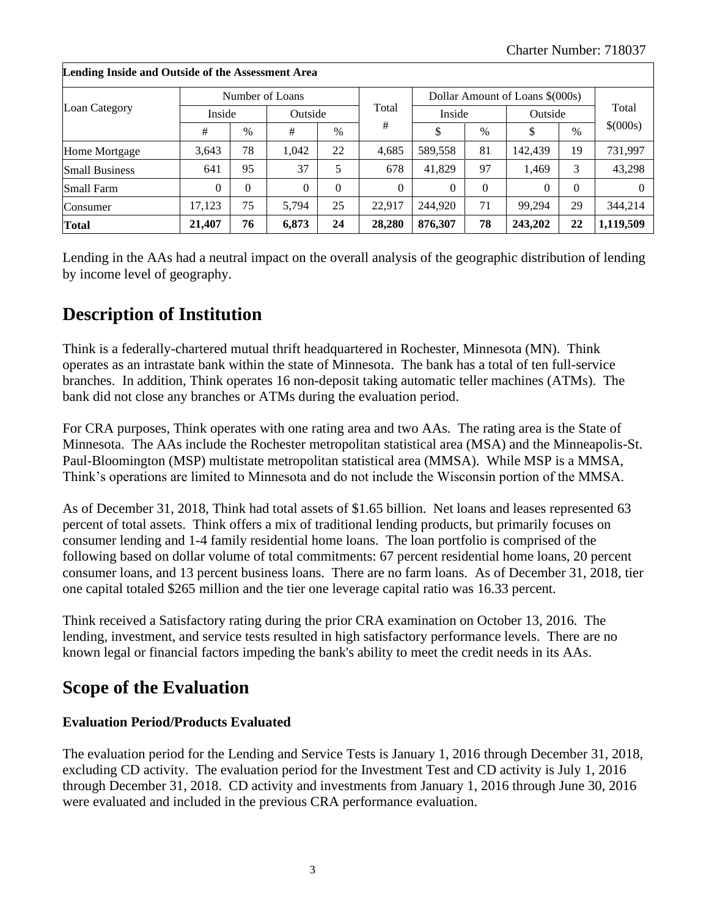| Lending Inside and Outside of the Assessment Area | | | | | | | | | | |
|---|---|---|---|---|---|---|---|---|---|---|
| Loan Category | Number of Loans | | | | Total | Dollar Amount of Loans $(000s) | | | | Total |
| | Inside | | Outside | | # | Inside | | Outside | | $(000s) |
| | # | % | # | % | | $ | % | $ | % | |
| Home Mortgage | 3,643 | 78 | 1,042 | 22 | 4,685 | 589,558 | 81 | 142,439 | 19 | 731,997 |
| Small Business | 641 | 95 | 37 | 5 | 678 | 41,829 | 97 | 1,469 | 3 | 43,298 |
| Small Farm | 0 | 0 | 0 | 0 | 0 | 0 | 0 | 0 | 0 | 0 |
| Consumer | 17,123 | 75 | 5,794 | 25 | 22,917 | 244,920 | 71 | 99,294 | 29 | 344,214 |
| **Total** | **21,407** | **76** | **6,873** | **24** | **28,280** | **876,307** | **78** | **243,202** | **22** | **1,119,509** |

Lending in the AAs had a neutral impact on the overall analysis of the geographic distribution of lending by income level of geography.

# Description of Institution

Think is a federally-chartered mutual thrift headquartered in Rochester, Minnesota (MN). Think operates as an intrastate bank within the state of Minnesota. The bank has a total of ten full-service branches. In addition, Think operates 16 non-deposit taking automatic teller machines (ATMs). The bank did not close any branches or ATMs during the evaluation period.

For CRA purposes, Think operates with one rating area and two AAs. The rating area is the State of Minnesota. The AAs include the Rochester metropolitan statistical area (MSA) and the Minneapolis-St. Paul-Bloomington (MSP) multistate metropolitan statistical area (MMSA). While MSP is a MMSA, Think's operations are limited to Minnesota and do not include the Wisconsin portion of the MMSA.

As of December 31, 2018, Think had total assets of $1.65 billion. Net loans and leases represented 63 percent of total assets. Think offers a mix of traditional lending products, but primarily focuses on consumer lending and 1-4 family residential home loans. The loan portfolio is comprised of the following based on dollar volume of total commitments: 67 percent residential home loans, 20 percent consumer loans, and 13 percent business loans. There are no farm loans. As of December 31, 2018, tier one capital totaled $265 million and the tier one leverage capital ratio was 16.33 percent.

Think received a Satisfactory rating during the prior CRA examination on October 13, 2016. The lending, investment, and service tests resulted in high satisfactory performance levels. There are no known legal or financial factors impeding the bank's ability to meet the credit needs in its AAs.

# Scope of the Evaluation

### Evaluation Period/Products Evaluated

The evaluation period for the Lending and Service Tests is January 1, 2016 through December 31, 2018, excluding CD activity. The evaluation period for the Investment Test and CD activity is July 1, 2016 through December 31, 2018. CD activity and investments from January 1, 2016 through June 30, 2016 were evaluated and included in the previous CRA performance evaluation.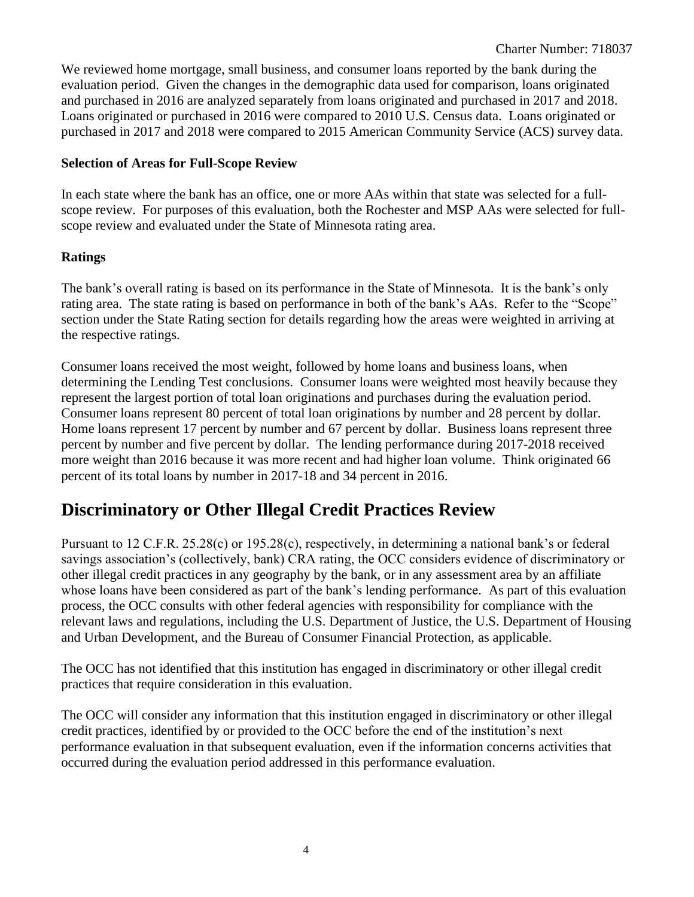We reviewed home mortgage, small business, and consumer loans reported by the bank during the evaluation period. Given the changes in the demographic data used for comparison, loans originated and purchased in 2016 are analyzed separately from loans originated and purchased in 2017 and 2018. Loans originated or purchased in 2016 were compared to 2010 U.S. Census data. Loans originated or purchased in 2017 and 2018 were compared to 2015 American Community Service (ACS) survey data.

**Selection of Areas for Full-Scope Review**

In each state where the bank has an office, one or more AAs within that state was selected for a full-scope review. For purposes of this evaluation, both the Rochester and MSP AAs were selected for full-scope review and evaluated under the State of Minnesota rating area.

**Ratings**

The bank's overall rating is based on its performance in the State of Minnesota. It is the bank's only rating area. The state rating is based on performance in both of the bank's AAs. Refer to the "Scope" section under the State Rating section for details regarding how the areas were weighted in arriving at the respective ratings.

Consumer loans received the most weight, followed by home loans and business loans, when determining the Lending Test conclusions. Consumer loans were weighted most heavily because they represent the largest portion of total loan originations and purchases during the evaluation period. Consumer loans represent 80 percent of total loan originations by number and 28 percent by dollar. Home loans represent 17 percent by number and 67 percent by dollar. Business loans represent three percent by number and five percent by dollar. The lending performance during 2017-2018 received more weight than 2016 because it was more recent and had higher loan volume. Think originated 66 percent of its total loans by number in 2017-18 and 34 percent in 2016.

# Discriminatory or Other Illegal Credit Practices Review

Pursuant to 12 C.F.R. 25.28(c) or 195.28(c), respectively, in determining a national bank's or federal savings association's (collectively, bank) CRA rating, the OCC considers evidence of discriminatory or other illegal credit practices in any geography by the bank, or in any assessment area by an affiliate whose loans have been considered as part of the bank's lending performance. As part of this evaluation process, the OCC consults with other federal agencies with responsibility for compliance with the relevant laws and regulations, including the U.S. Department of Justice, the U.S. Department of Housing and Urban Development, and the Bureau of Consumer Financial Protection, as applicable.

The OCC has not identified that this institution has engaged in discriminatory or other illegal credit practices that require consideration in this evaluation.

The OCC will consider any information that this institution engaged in discriminatory or other illegal credit practices, identified by or provided to the OCC before the end of the institution's next performance evaluation in that subsequent evaluation, even if the information concerns activities that occurred during the evaluation period addressed in this performance evaluation.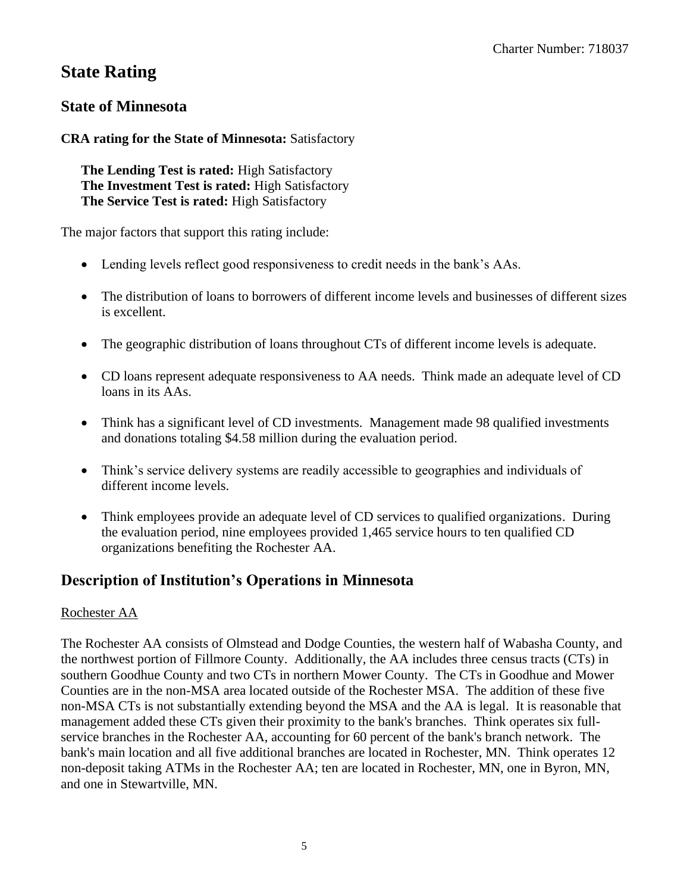# State Rating

## State of Minnesota

**CRA rating for the State of Minnesota:** Satisfactory

**The Lending Test is rated:** High Satisfactory
**The Investment Test is rated:** High Satisfactory
**The Service Test is rated:** High Satisfactory

The major factors that support this rating include:

- Lending levels reflect good responsiveness to credit needs in the bank's AAs.
- The distribution of loans to borrowers of different income levels and businesses of different sizes is excellent.
- The geographic distribution of loans throughout CTs of different income levels is adequate.
- CD loans represent adequate responsiveness to AA needs. Think made an adequate level of CD loans in its AAs.
- Think has a significant level of CD investments. Management made 98 qualified investments and donations totaling $4.58 million during the evaluation period.
- Think's service delivery systems are readily accessible to geographies and individuals of different income levels.
- Think employees provide an adequate level of CD services to qualified organizations. During the evaluation period, nine employees provided 1,465 service hours to ten qualified CD organizations benefiting the Rochester AA.

## Description of Institution's Operations in Minnesota

Rochester AA

The Rochester AA consists of Olmstead and Dodge Counties, the western half of Wabasha County, and the northwest portion of Fillmore County. Additionally, the AA includes three census tracts (CTs) in southern Goodhue County and two CTs in northern Mower County. The CTs in Goodhue and Mower Counties are in the non-MSA area located outside of the Rochester MSA. The addition of these five non-MSA CTs is not substantially extending beyond the MSA and the AA is legal. It is reasonable that management added these CTs given their proximity to the bank's branches. Think operates six full-service branches in the Rochester AA, accounting for 60 percent of the bank's branch network. The bank's main location and all five additional branches are located in Rochester, MN. Think operates 12 non-deposit taking ATMs in the Rochester AA; ten are located in Rochester, MN, one in Byron, MN, and one in Stewartville, MN.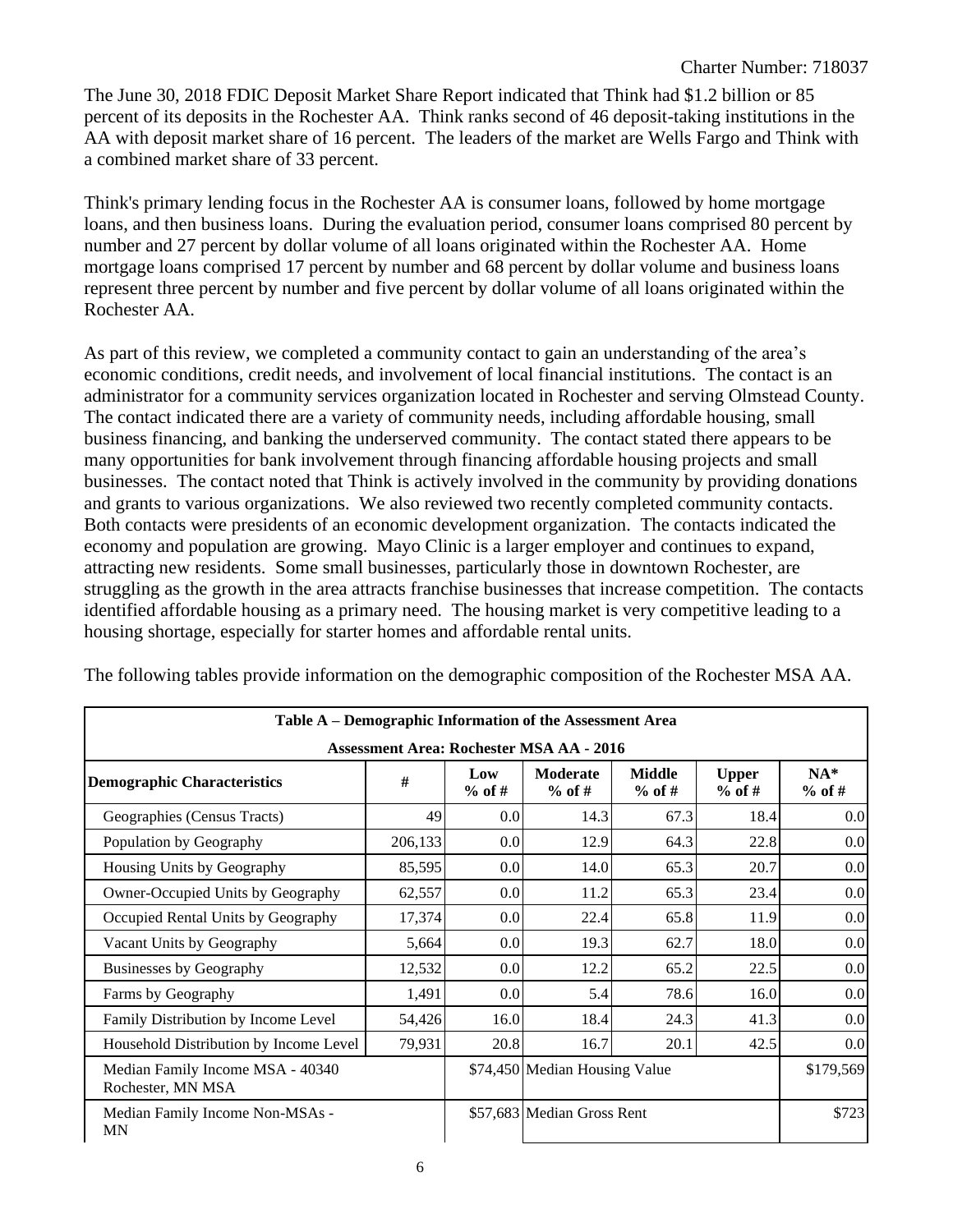The June 30, 2018 FDIC Deposit Market Share Report indicated that Think had $1.2 billion or 85 percent of its deposits in the Rochester AA. Think ranks second of 46 deposit-taking institutions in the AA with deposit market share of 16 percent. The leaders of the market are Wells Fargo and Think with a combined market share of 33 percent.

Think's primary lending focus in the Rochester AA is consumer loans, followed by home mortgage loans, and then business loans. During the evaluation period, consumer loans comprised 80 percent by number and 27 percent by dollar volume of all loans originated within the Rochester AA. Home mortgage loans comprised 17 percent by number and 68 percent by dollar volume and business loans represent three percent by number and five percent by dollar volume of all loans originated within the Rochester AA.

As part of this review, we completed a community contact to gain an understanding of the area's economic conditions, credit needs, and involvement of local financial institutions. The contact is an administrator for a community services organization located in Rochester and serving Olmstead County. The contact indicated there are a variety of community needs, including affordable housing, small business financing, and banking the underserved community. The contact stated there appears to be many opportunities for bank involvement through financing affordable housing projects and small businesses. The contact noted that Think is actively involved in the community by providing donations and grants to various organizations. We also reviewed two recently completed community contacts. Both contacts were presidents of an economic development organization. The contacts indicated the economy and population are growing. Mayo Clinic is a larger employer and continues to expand, attracting new residents. Some small businesses, particularly those in downtown Rochester, are struggling as the growth in the area attracts franchise businesses that increase competition. The contacts identified affordable housing as a primary need. The housing market is very competitive leading to a housing shortage, especially for starter homes and affordable rental units.

The following tables provide information on the demographic composition of the Rochester MSA AA.

| Table A – Demographic Information of the Assessment Area | | | | | | |
|---|---|---|---|---|---|---|
| **Assessment Area: Rochester MSA AA - 2016** | | | | | | |
| **Demographic Characteristics** | **#** | **Low % of #** | **Moderate % of #** | **Middle % of #** | **Upper % of #** | **NA* % of #** |
| Geographies (Census Tracts) | 49 | 0.0 | 14.3 | 67.3 | 18.4 | 0.0 |
| Population by Geography | 206,133 | 0.0 | 12.9 | 64.3 | 22.8 | 0.0 |
| Housing Units by Geography | 85,595 | 0.0 | 14.0 | 65.3 | 20.7 | 0.0 |
| Owner-Occupied Units by Geography | 62,557 | 0.0 | 11.2 | 65.3 | 23.4 | 0.0 |
| Occupied Rental Units by Geography | 17,374 | 0.0 | 22.4 | 65.8 | 11.9 | 0.0 |
| Vacant Units by Geography | 5,664 | 0.0 | 19.3 | 62.7 | 18.0 | 0.0 |
| Businesses by Geography | 12,532 | 0.0 | 12.2 | 65.2 | 22.5 | 0.0 |
| Farms by Geography | 1,491 | 0.0 | 5.4 | 78.6 | 16.0 | 0.0 |
| Family Distribution by Income Level | 54,426 | 16.0 | 18.4 | 24.3 | 41.3 | 0.0 |
| Household Distribution by Income Level | 79,931 | 20.8 | 16.7 | 20.1 | 42.5 | 0.0 |
| Median Family Income MSA - 40340 Rochester, MN MSA | | $74,450 | Median Housing Value | | | $179,569 |
| Median Family Income Non-MSAs - MN | | $57,683 | Median Gross Rent | | | $723 |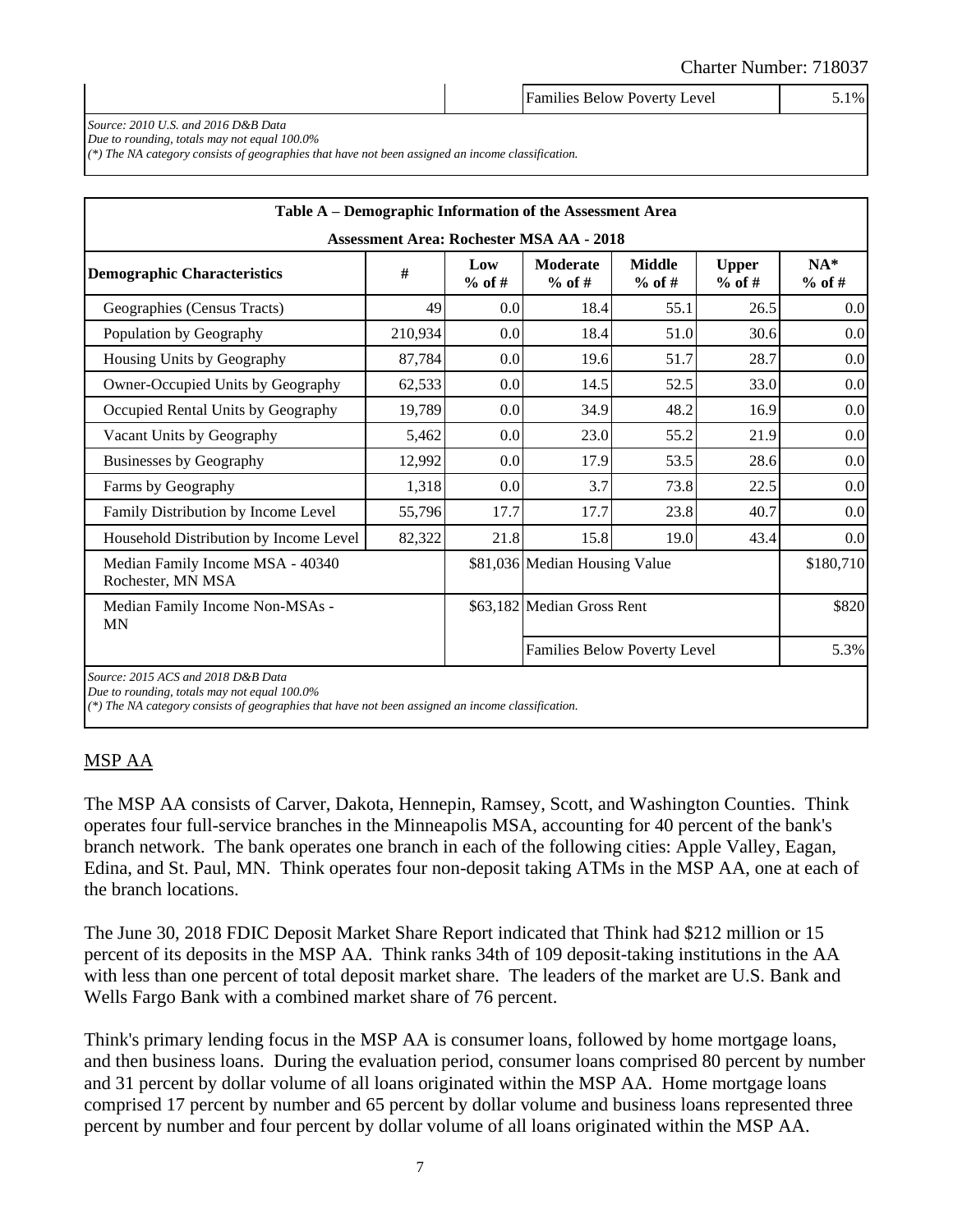| | | Families Below Poverty Level | 5.1% |
|---|---|---|---|

*Source: 2010 U.S. and 2016 D&B Data*
*Due to rounding, totals may not equal 100.0%*
*(\*) The NA category consists of geographies that have not been assigned an income classification.*

| Table A – Demographic Information of the Assessment Area | | | | | | |
|---|---|---|---|---|---|---|
| **Assessment Area: Rochester MSA AA - 2018** | | | | | | |
| **Demographic Characteristics** | **#** | **Low % of #** | **Moderate % of #** | **Middle % of #** | **Upper % of #** | **NA* % of #** |
| Geographies (Census Tracts) | 49 | 0.0 | 18.4 | 55.1 | 26.5 | 0.0 |
| Population by Geography | 210,934 | 0.0 | 18.4 | 51.0 | 30.6 | 0.0 |
| Housing Units by Geography | 87,784 | 0.0 | 19.6 | 51.7 | 28.7 | 0.0 |
| Owner-Occupied Units by Geography | 62,533 | 0.0 | 14.5 | 52.5 | 33.0 | 0.0 |
| Occupied Rental Units by Geography | 19,789 | 0.0 | 34.9 | 48.2 | 16.9 | 0.0 |
| Vacant Units by Geography | 5,462 | 0.0 | 23.0 | 55.2 | 21.9 | 0.0 |
| Businesses by Geography | 12,992 | 0.0 | 17.9 | 53.5 | 28.6 | 0.0 |
| Farms by Geography | 1,318 | 0.0 | 3.7 | 73.8 | 22.5 | 0.0 |
| Family Distribution by Income Level | 55,796 | 17.7 | 17.7 | 23.8 | 40.7 | 0.0 |
| Household Distribution by Income Level | 82,322 | 21.8 | 15.8 | 19.0 | 43.4 | 0.0 |
| Median Family Income MSA - 40340 Rochester, MN MSA | | $81,036 | Median Housing Value | | | $180,710 |
| Median Family Income Non-MSAs - MN | | $63,182 | Median Gross Rent | | | $820 |
| | | | Families Below Poverty Level | | | 5.3% |

*Source: 2015 ACS and 2018 D&B Data*
*Due to rounding, totals may not equal 100.0%*
*(\*) The NA category consists of geographies that have not been assigned an income classification.*

## MSP AA

The MSP AA consists of Carver, Dakota, Hennepin, Ramsey, Scott, and Washington Counties. Think operates four full-service branches in the Minneapolis MSA, accounting for 40 percent of the bank's branch network. The bank operates one branch in each of the following cities: Apple Valley, Eagan, Edina, and St. Paul, MN. Think operates four non-deposit taking ATMs in the MSP AA, one at each of the branch locations.

The June 30, 2018 FDIC Deposit Market Share Report indicated that Think had $212 million or 15 percent of its deposits in the MSP AA. Think ranks 34th of 109 deposit-taking institutions in the AA with less than one percent of total deposit market share. The leaders of the market are U.S. Bank and Wells Fargo Bank with a combined market share of 76 percent.

Think's primary lending focus in the MSP AA is consumer loans, followed by home mortgage loans, and then business loans. During the evaluation period, consumer loans comprised 80 percent by number and 31 percent by dollar volume of all loans originated within the MSP AA. Home mortgage loans comprised 17 percent by number and 65 percent by dollar volume and business loans represented three percent by number and four percent by dollar volume of all loans originated within the MSP AA.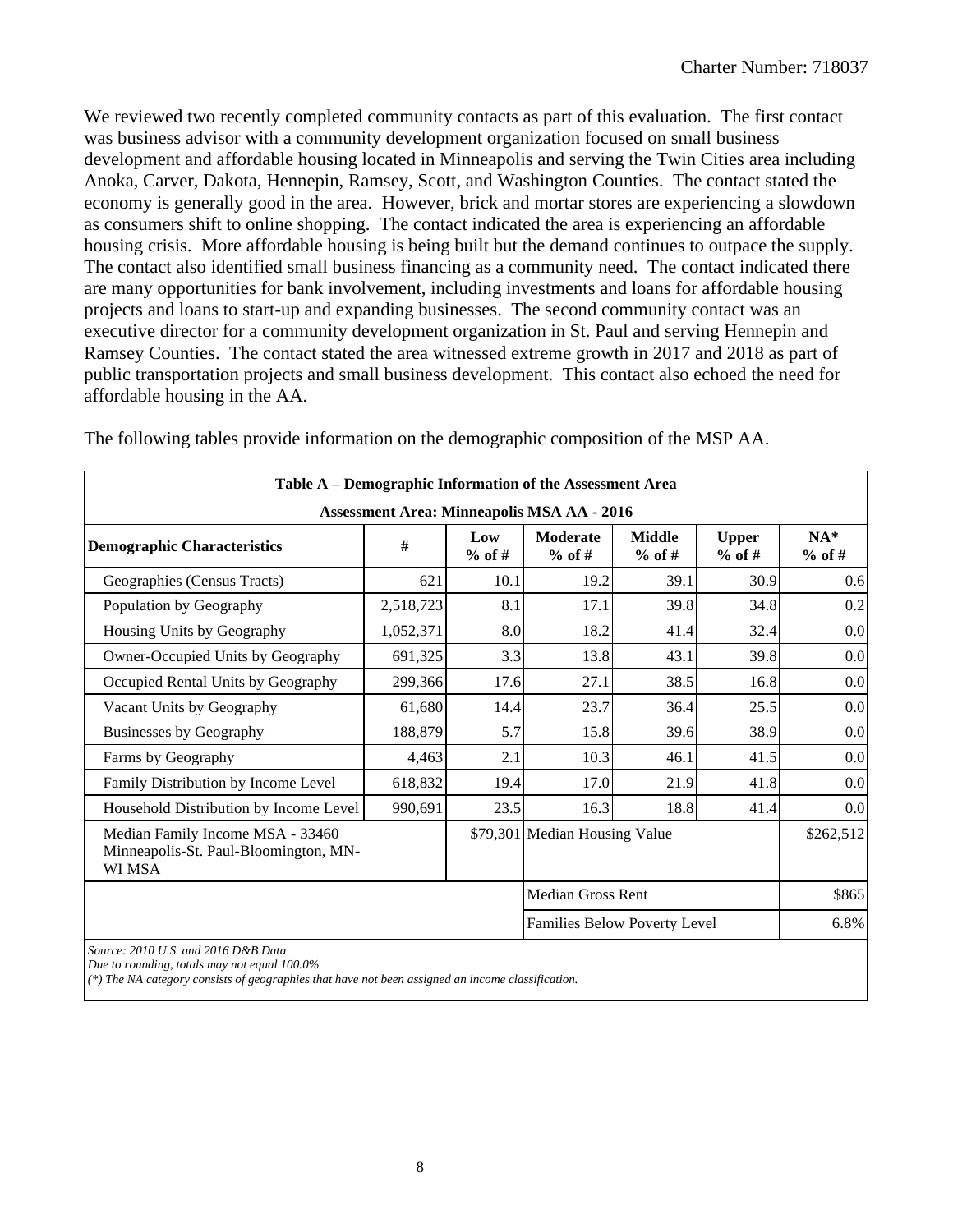We reviewed two recently completed community contacts as part of this evaluation. The first contact was business advisor with a community development organization focused on small business development and affordable housing located in Minneapolis and serving the Twin Cities area including Anoka, Carver, Dakota, Hennepin, Ramsey, Scott, and Washington Counties. The contact stated the economy is generally good in the area. However, brick and mortar stores are experiencing a slowdown as consumers shift to online shopping. The contact indicated the area is experiencing an affordable housing crisis. More affordable housing is being built but the demand continues to outpace the supply. The contact also identified small business financing as a community need. The contact indicated there are many opportunities for bank involvement, including investments and loans for affordable housing projects and loans to start-up and expanding businesses. The second community contact was an executive director for a community development organization in St. Paul and serving Hennepin and Ramsey Counties. The contact stated the area witnessed extreme growth in 2017 and 2018 as part of public transportation projects and small business development. This contact also echoed the need for affordable housing in the AA.

The following tables provide information on the demographic composition of the MSP AA.

| **Table A – Demographic Information of the Assessment Area** | | | | | | |
|---|---|---|---|---|---|---|
| **Assessment Area: Minneapolis MSA AA - 2016** | | | | | | |
| **Demographic Characteristics** | **#** | **Low % of #** | **Moderate % of #** | **Middle % of #** | **Upper % of #** | **NA* % of #** |
| Geographies (Census Tracts) | 621 | 10.1 | 19.2 | 39.1 | 30.9 | 0.6 |
| Population by Geography | 2,518,723 | 8.1 | 17.1 | 39.8 | 34.8 | 0.2 |
| Housing Units by Geography | 1,052,371 | 8.0 | 18.2 | 41.4 | 32.4 | 0.0 |
| Owner-Occupied Units by Geography | 691,325 | 3.3 | 13.8 | 43.1 | 39.8 | 0.0 |
| Occupied Rental Units by Geography | 299,366 | 17.6 | 27.1 | 38.5 | 16.8 | 0.0 |
| Vacant Units by Geography | 61,680 | 14.4 | 23.7 | 36.4 | 25.5 | 0.0 |
| Businesses by Geography | 188,879 | 5.7 | 15.8 | 39.6 | 38.9 | 0.0 |
| Farms by Geography | 4,463 | 2.1 | 10.3 | 46.1 | 41.5 | 0.0 |
| Family Distribution by Income Level | 618,832 | 19.4 | 17.0 | 21.9 | 41.8 | 0.0 |
| Household Distribution by Income Level | 990,691 | 23.5 | 16.3 | 18.8 | 41.4 | 0.0 |
| Median Family Income MSA - 33460 Minneapolis-St. Paul-Bloomington, MN-WI MSA | | $79,301 | Median Housing Value | | | $262,512 |
| | | | Median Gross Rent | | | $865 |
| | | | Families Below Poverty Level | | | 6.8% |

*Source: 2010 U.S. and 2016 D&B Data*
*Due to rounding, totals may not equal 100.0%*
*(\*) The NA category consists of geographies that have not been assigned an income classification.*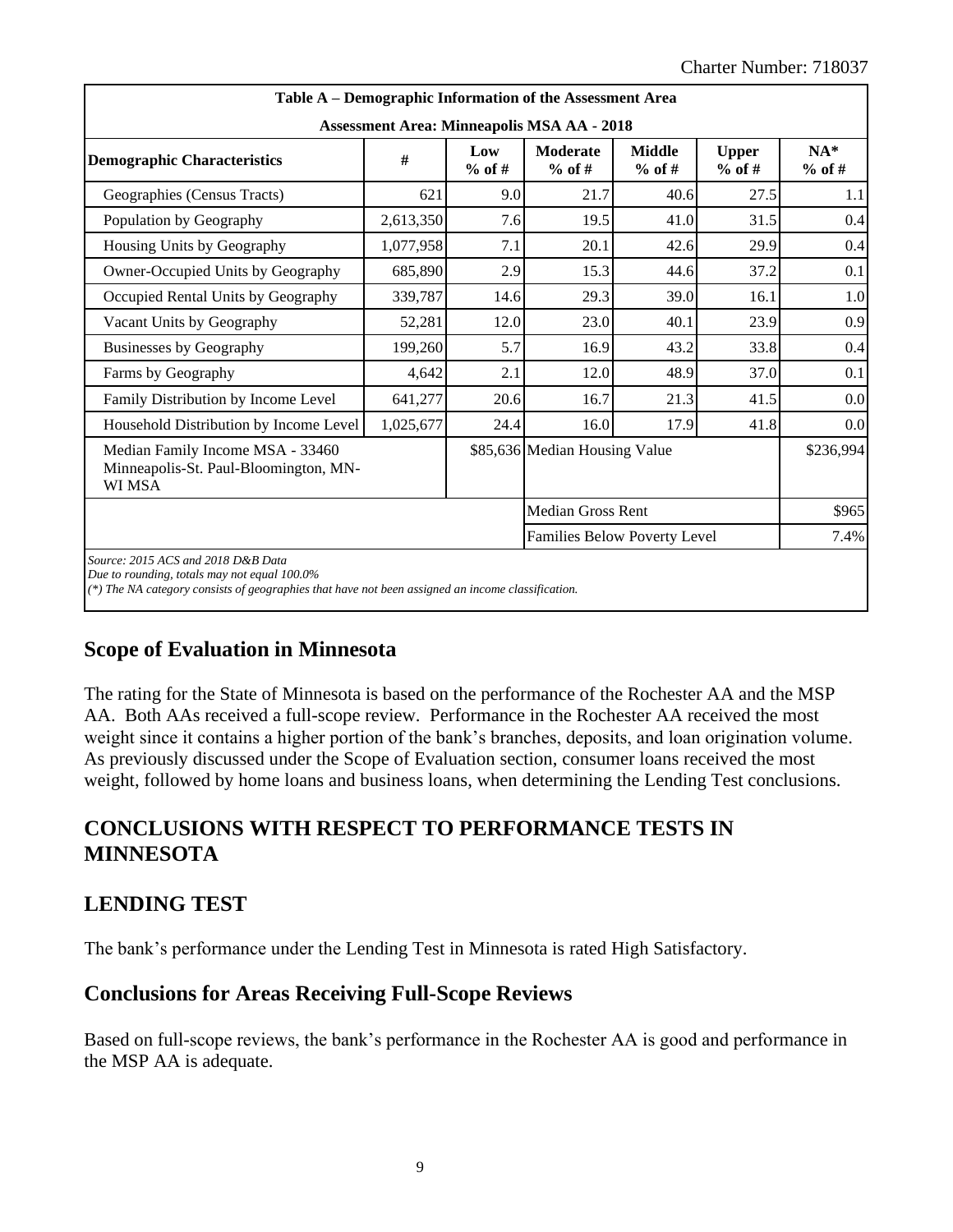Charter Number: 718037

| Table A – Demographic Information of the Assessment Area | | | | | | |
|---|---|---|---|---|---|---|
| Assessment Area: Minneapolis MSA AA - 2018 | | | | | | |
| **Demographic Characteristics** | **#** | **Low % of #** | **Moderate % of #** | **Middle % of #** | **Upper % of #** | **NA* % of #** |
| Geographies (Census Tracts) | 621 | 9.0 | 21.7 | 40.6 | 27.5 | 1.1 |
| Population by Geography | 2,613,350 | 7.6 | 19.5 | 41.0 | 31.5 | 0.4 |
| Housing Units by Geography | 1,077,958 | 7.1 | 20.1 | 42.6 | 29.9 | 0.4 |
| Owner-Occupied Units by Geography | 685,890 | 2.9 | 15.3 | 44.6 | 37.2 | 0.1 |
| Occupied Rental Units by Geography | 339,787 | 14.6 | 29.3 | 39.0 | 16.1 | 1.0 |
| Vacant Units by Geography | 52,281 | 12.0 | 23.0 | 40.1 | 23.9 | 0.9 |
| Businesses by Geography | 199,260 | 5.7 | 16.9 | 43.2 | 33.8 | 0.4 |
| Farms by Geography | 4,642 | 2.1 | 12.0 | 48.9 | 37.0 | 0.1 |
| Family Distribution by Income Level | 641,277 | 20.6 | 16.7 | 21.3 | 41.5 | 0.0 |
| Household Distribution by Income Level | 1,025,677 | 24.4 | 16.0 | 17.9 | 41.8 | 0.0 |
| Median Family Income MSA - 33460 Minneapolis-St. Paul-Bloomington, MN-WI MSA | | $85,636 | Median Housing Value | | | $236,994 |
| | | | Median Gross Rent | | | $965 |
| | | | Families Below Poverty Level | | | 7.4% |

*Source: 2015 ACS and 2018 D&B Data*
*Due to rounding, totals may not equal 100.0%*
*(*) The NA category consists of geographies that have not been assigned an income classification.*

## Scope of Evaluation in Minnesota

The rating for the State of Minnesota is based on the performance of the Rochester AA and the MSP AA. Both AAs received a full-scope review. Performance in the Rochester AA received the most weight since it contains a higher portion of the bank's branches, deposits, and loan origination volume. As previously discussed under the Scope of Evaluation section, consumer loans received the most weight, followed by home loans and business loans, when determining the Lending Test conclusions.

## CONCLUSIONS WITH RESPECT TO PERFORMANCE TESTS IN MINNESOTA

## LENDING TEST

The bank's performance under the Lending Test in Minnesota is rated High Satisfactory.

## Conclusions for Areas Receiving Full-Scope Reviews

Based on full-scope reviews, the bank's performance in the Rochester AA is good and performance in the MSP AA is adequate.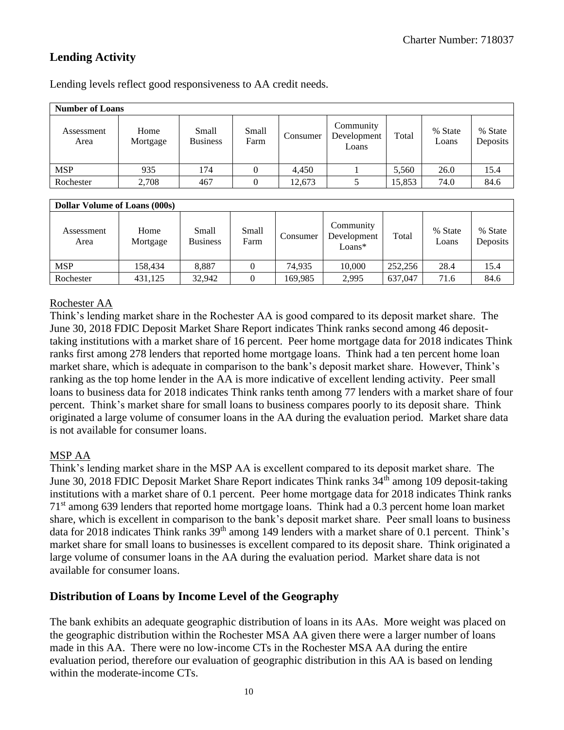## Lending Activity

Lending levels reflect good responsiveness to AA credit needs.

| **Number of Loans** | | | | | | | | |
|---|---|---|---|---|---|---|---|---|
| Assessment Area | Home Mortgage | Small Business | Small Farm | Consumer | Community Development Loans | Total | % State Loans | % State Deposits |
| MSP | 935 | 174 | 0 | 4,450 | 1 | 5,560 | 26.0 | 15.4 |
| Rochester | 2,708 | 467 | 0 | 12,673 | 5 | 15,853 | 74.0 | 84.6 |

| **Dollar Volume of Loans (000s)** | | | | | | | | |
|---|---|---|---|---|---|---|---|---|
| Assessment Area | Home Mortgage | Small Business | Small Farm | Consumer | Community Development Loans* | Total | % State Loans | % State Deposits |
| MSP | 158,434 | 8,887 | 0 | 74,935 | 10,000 | 252,256 | 28.4 | 15.4 |
| Rochester | 431,125 | 32,942 | 0 | 169,985 | 2,995 | 637,047 | 71.6 | 84.6 |

Rochester AA

Think's lending market share in the Rochester AA is good compared to its deposit market share. The June 30, 2018 FDIC Deposit Market Share Report indicates Think ranks second among 46 deposit-taking institutions with a market share of 16 percent. Peer home mortgage data for 2018 indicates Think ranks first among 278 lenders that reported home mortgage loans. Think had a ten percent home loan market share, which is adequate in comparison to the bank's deposit market share. However, Think's ranking as the top home lender in the AA is more indicative of excellent lending activity. Peer small loans to business data for 2018 indicates Think ranks tenth among 77 lenders with a market share of four percent. Think's market share for small loans to business compares poorly to its deposit share. Think originated a large volume of consumer loans in the AA during the evaluation period. Market share data is not available for consumer loans.

MSP AA

Think's lending market share in the MSP AA is excellent compared to its deposit market share. The June 30, 2018 FDIC Deposit Market Share Report indicates Think ranks 34th among 109 deposit-taking institutions with a market share of 0.1 percent. Peer home mortgage data for 2018 indicates Think ranks 71st among 639 lenders that reported home mortgage loans. Think had a 0.3 percent home loan market share, which is excellent in comparison to the bank's deposit market share. Peer small loans to business data for 2018 indicates Think ranks 39th among 149 lenders with a market share of 0.1 percent. Think's market share for small loans to businesses is excellent compared to its deposit share. Think originated a large volume of consumer loans in the AA during the evaluation period. Market share data is not available for consumer loans.

## Distribution of Loans by Income Level of the Geography

The bank exhibits an adequate geographic distribution of loans in its AAs. More weight was placed on the geographic distribution within the Rochester MSA AA given there were a larger number of loans made in this AA. There were no low-income CTs in the Rochester MSA AA during the entire evaluation period, therefore our evaluation of geographic distribution in this AA is based on lending within the moderate-income CTs.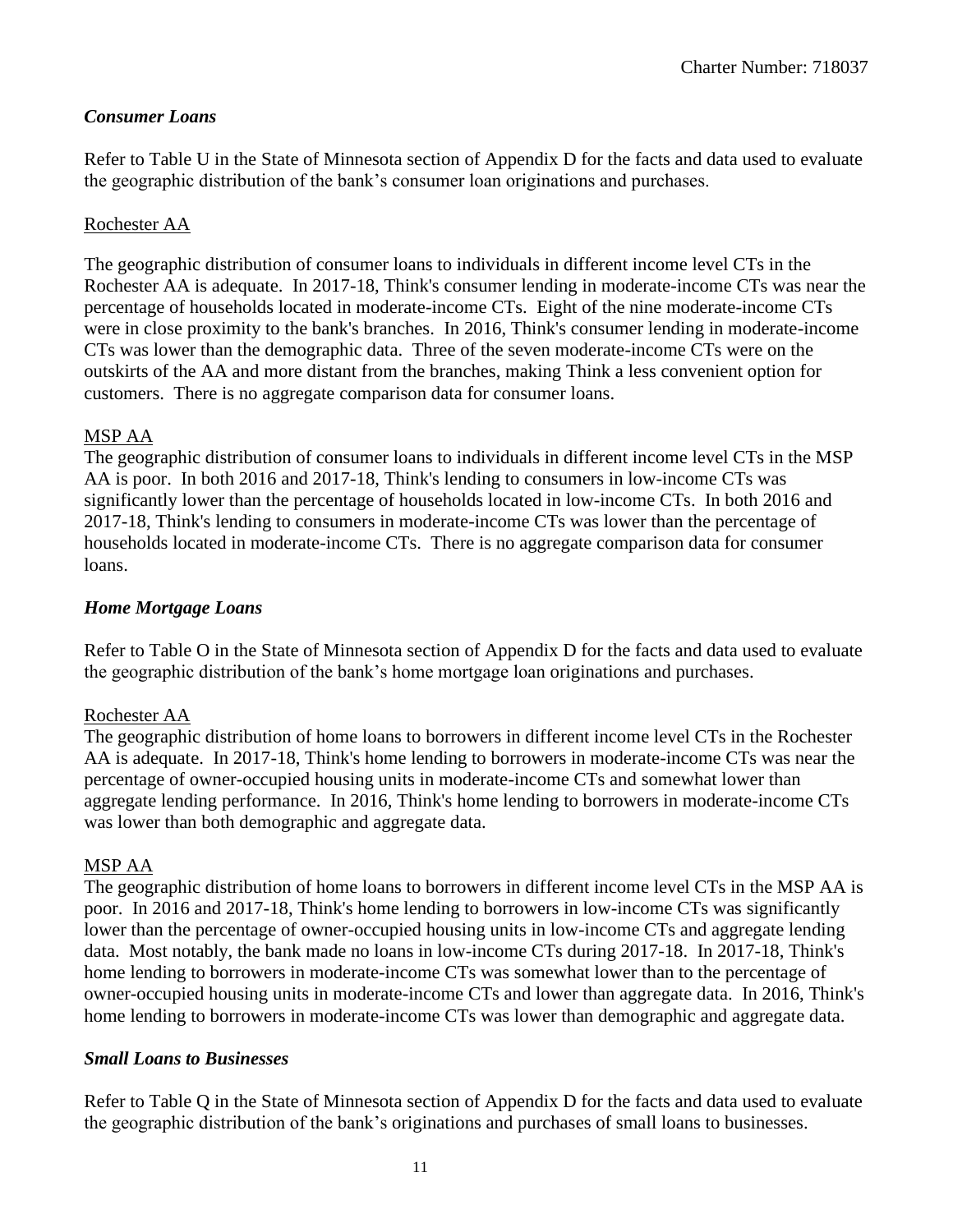### *Consumer Loans*

Refer to Table U in the State of Minnesota section of Appendix D for the facts and data used to evaluate the geographic distribution of the bank's consumer loan originations and purchases.

Rochester AA

The geographic distribution of consumer loans to individuals in different income level CTs in the Rochester AA is adequate. In 2017-18, Think's consumer lending in moderate-income CTs was near the percentage of households located in moderate-income CTs. Eight of the nine moderate-income CTs were in close proximity to the bank's branches. In 2016, Think's consumer lending in moderate-income CTs was lower than the demographic data. Three of the seven moderate-income CTs were on the outskirts of the AA and more distant from the branches, making Think a less convenient option for customers. There is no aggregate comparison data for consumer loans.

MSP AA

The geographic distribution of consumer loans to individuals in different income level CTs in the MSP AA is poor. In both 2016 and 2017-18, Think's lending to consumers in low-income CTs was significantly lower than the percentage of households located in low-income CTs. In both 2016 and 2017-18, Think's lending to consumers in moderate-income CTs was lower than the percentage of households located in moderate-income CTs. There is no aggregate comparison data for consumer loans.

### *Home Mortgage Loans*

Refer to Table O in the State of Minnesota section of Appendix D for the facts and data used to evaluate the geographic distribution of the bank's home mortgage loan originations and purchases.

Rochester AA

The geographic distribution of home loans to borrowers in different income level CTs in the Rochester AA is adequate. In 2017-18, Think's home lending to borrowers in moderate-income CTs was near the percentage of owner-occupied housing units in moderate-income CTs and somewhat lower than aggregate lending performance. In 2016, Think's home lending to borrowers in moderate-income CTs was lower than both demographic and aggregate data.

MSP AA

The geographic distribution of home loans to borrowers in different income level CTs in the MSP AA is poor. In 2016 and 2017-18, Think's home lending to borrowers in low-income CTs was significantly lower than the percentage of owner-occupied housing units in low-income CTs and aggregate lending data. Most notably, the bank made no loans in low-income CTs during 2017-18. In 2017-18, Think's home lending to borrowers in moderate-income CTs was somewhat lower than to the percentage of owner-occupied housing units in moderate-income CTs and lower than aggregate data. In 2016, Think's home lending to borrowers in moderate-income CTs was lower than demographic and aggregate data.

### *Small Loans to Businesses*

Refer to Table Q in the State of Minnesota section of Appendix D for the facts and data used to evaluate the geographic distribution of the bank's originations and purchases of small loans to businesses.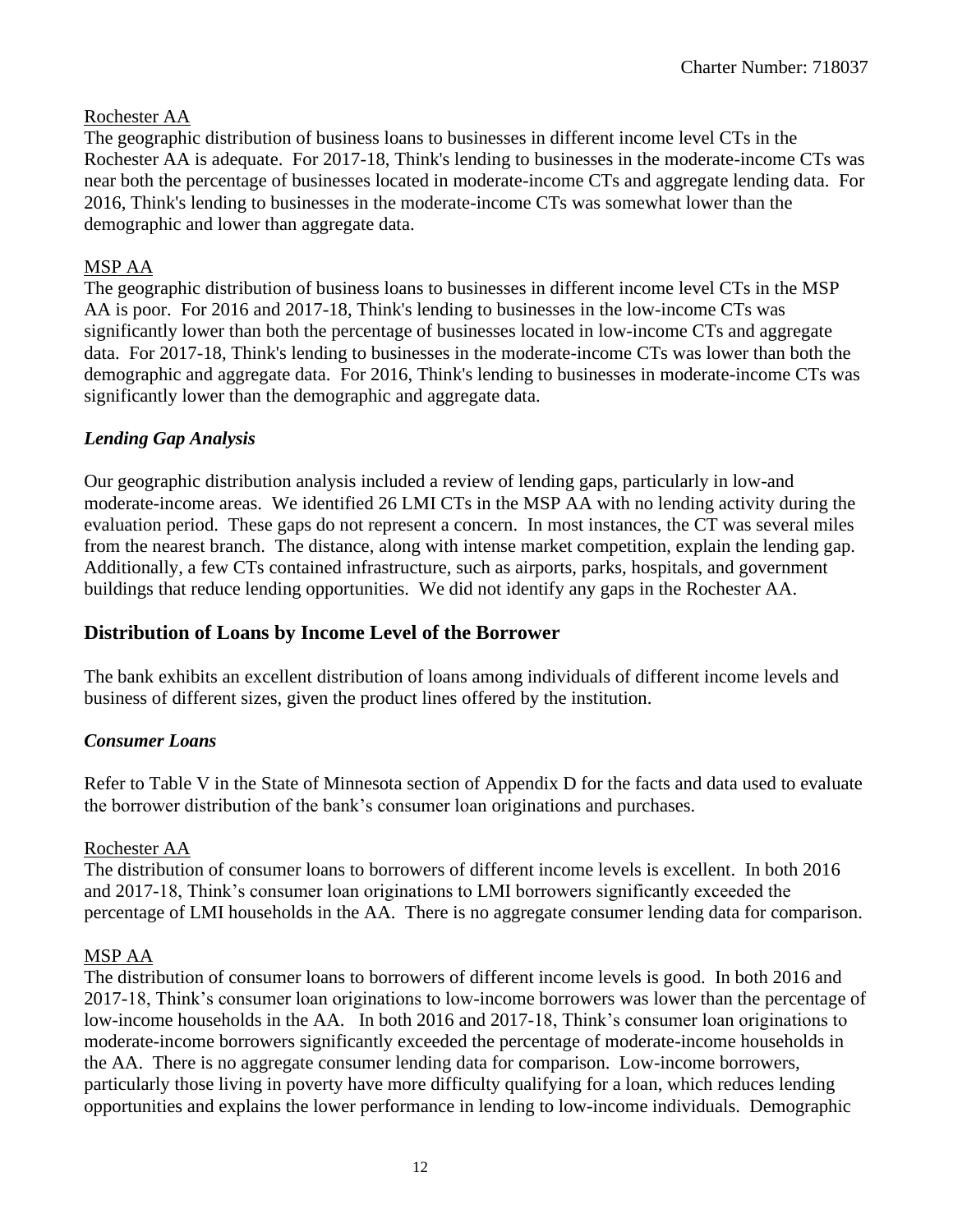Rochester AA
The geographic distribution of business loans to businesses in different income level CTs in the Rochester AA is adequate. For 2017-18, Think's lending to businesses in the moderate-income CTs was near both the percentage of businesses located in moderate-income CTs and aggregate lending data. For 2016, Think's lending to businesses in the moderate-income CTs was somewhat lower than the demographic and lower than aggregate data.

MSP AA
The geographic distribution of business loans to businesses in different income level CTs in the MSP AA is poor. For 2016 and 2017-18, Think's lending to businesses in the low-income CTs was significantly lower than both the percentage of businesses located in low-income CTs and aggregate data. For 2017-18, Think's lending to businesses in the moderate-income CTs was lower than both the demographic and aggregate data. For 2016, Think's lending to businesses in moderate-income CTs was significantly lower than the demographic and aggregate data.

### *Lending Gap Analysis*

Our geographic distribution analysis included a review of lending gaps, particularly in low-and moderate-income areas. We identified 26 LMI CTs in the MSP AA with no lending activity during the evaluation period. These gaps do not represent a concern. In most instances, the CT was several miles from the nearest branch. The distance, along with intense market competition, explain the lending gap. Additionally, a few CTs contained infrastructure, such as airports, parks, hospitals, and government buildings that reduce lending opportunities. We did not identify any gaps in the Rochester AA.

## Distribution of Loans by Income Level of the Borrower

The bank exhibits an excellent distribution of loans among individuals of different income levels and business of different sizes, given the product lines offered by the institution.

### *Consumer Loans*

Refer to Table V in the State of Minnesota section of Appendix D for the facts and data used to evaluate the borrower distribution of the bank's consumer loan originations and purchases.

Rochester AA
The distribution of consumer loans to borrowers of different income levels is excellent. In both 2016 and 2017-18, Think's consumer loan originations to LMI borrowers significantly exceeded the percentage of LMI households in the AA. There is no aggregate consumer lending data for comparison.

MSP AA
The distribution of consumer loans to borrowers of different income levels is good. In both 2016 and 2017-18, Think's consumer loan originations to low-income borrowers was lower than the percentage of low-income households in the AA. In both 2016 and 2017-18, Think's consumer loan originations to moderate-income borrowers significantly exceeded the percentage of moderate-income households in the AA. There is no aggregate consumer lending data for comparison. Low-income borrowers, particularly those living in poverty have more difficulty qualifying for a loan, which reduces lending opportunities and explains the lower performance in lending to low-income individuals. Demographic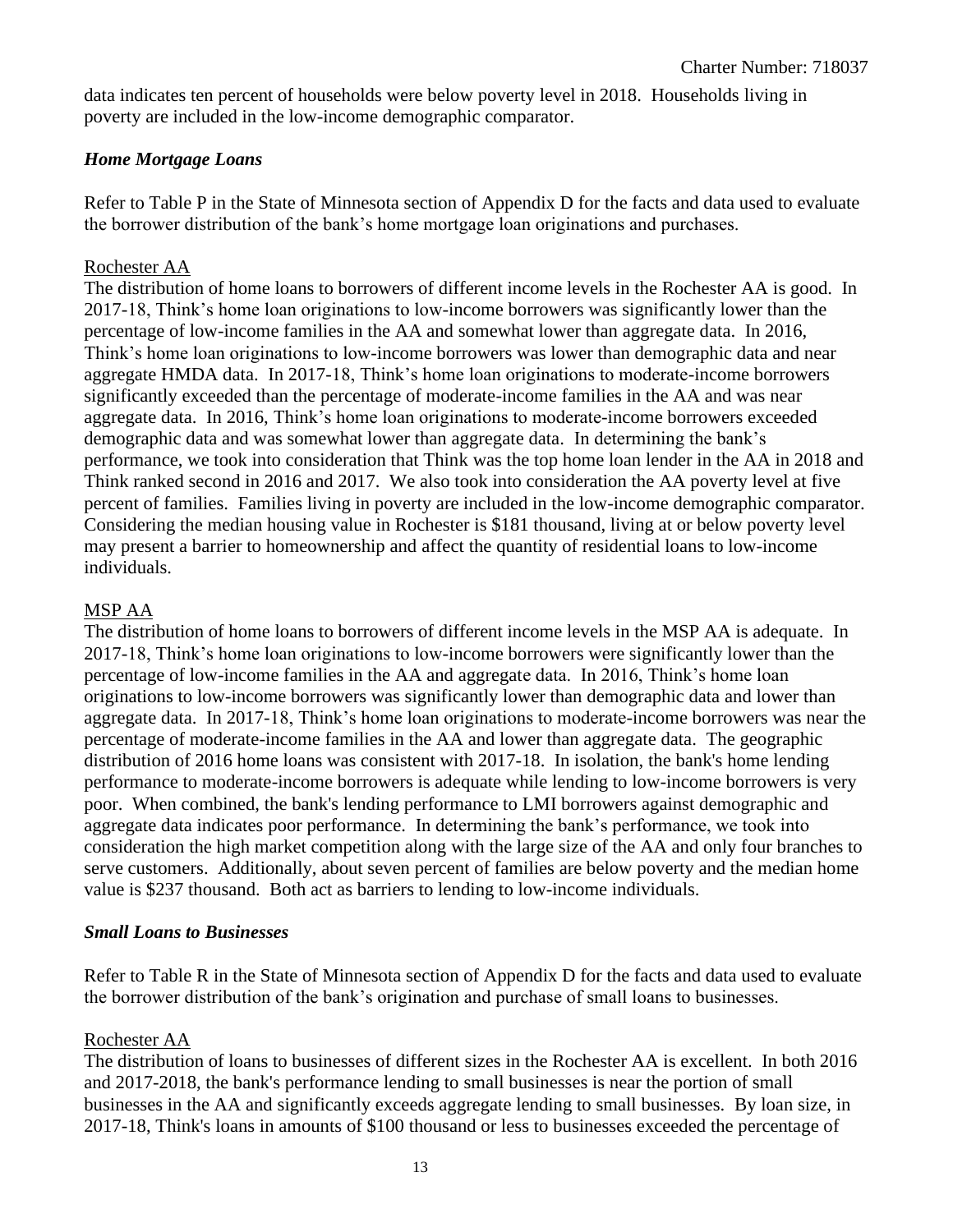data indicates ten percent of households were below poverty level in 2018. Households living in poverty are included in the low-income demographic comparator.

### *Home Mortgage Loans*

Refer to Table P in the State of Minnesota section of Appendix D for the facts and data used to evaluate the borrower distribution of the bank's home mortgage loan originations and purchases.

Rochester AA

The distribution of home loans to borrowers of different income levels in the Rochester AA is good. In 2017-18, Think's home loan originations to low-income borrowers was significantly lower than the percentage of low-income families in the AA and somewhat lower than aggregate data. In 2016, Think's home loan originations to low-income borrowers was lower than demographic data and near aggregate HMDA data. In 2017-18, Think's home loan originations to moderate-income borrowers significantly exceeded than the percentage of moderate-income families in the AA and was near aggregate data. In 2016, Think's home loan originations to moderate-income borrowers exceeded demographic data and was somewhat lower than aggregate data. In determining the bank's performance, we took into consideration that Think was the top home loan lender in the AA in 2018 and Think ranked second in 2016 and 2017. We also took into consideration the AA poverty level at five percent of families. Families living in poverty are included in the low-income demographic comparator. Considering the median housing value in Rochester is $181 thousand, living at or below poverty level may present a barrier to homeownership and affect the quantity of residential loans to low-income individuals.

MSP AA

The distribution of home loans to borrowers of different income levels in the MSP AA is adequate. In 2017-18, Think's home loan originations to low-income borrowers were significantly lower than the percentage of low-income families in the AA and aggregate data. In 2016, Think's home loan originations to low-income borrowers was significantly lower than demographic data and lower than aggregate data. In 2017-18, Think's home loan originations to moderate-income borrowers was near the percentage of moderate-income families in the AA and lower than aggregate data. The geographic distribution of 2016 home loans was consistent with 2017-18. In isolation, the bank's home lending performance to moderate-income borrowers is adequate while lending to low-income borrowers is very poor. When combined, the bank's lending performance to LMI borrowers against demographic and aggregate data indicates poor performance. In determining the bank's performance, we took into consideration the high market competition along with the large size of the AA and only four branches to serve customers. Additionally, about seven percent of families are below poverty and the median home value is $237 thousand. Both act as barriers to lending to low-income individuals.

### *Small Loans to Businesses*

Refer to Table R in the State of Minnesota section of Appendix D for the facts and data used to evaluate the borrower distribution of the bank's origination and purchase of small loans to businesses.

Rochester AA

The distribution of loans to businesses of different sizes in the Rochester AA is excellent. In both 2016 and 2017-2018, the bank's performance lending to small businesses is near the portion of small businesses in the AA and significantly exceeds aggregate lending to small businesses. By loan size, in 2017-18, Think's loans in amounts of $100 thousand or less to businesses exceeded the percentage of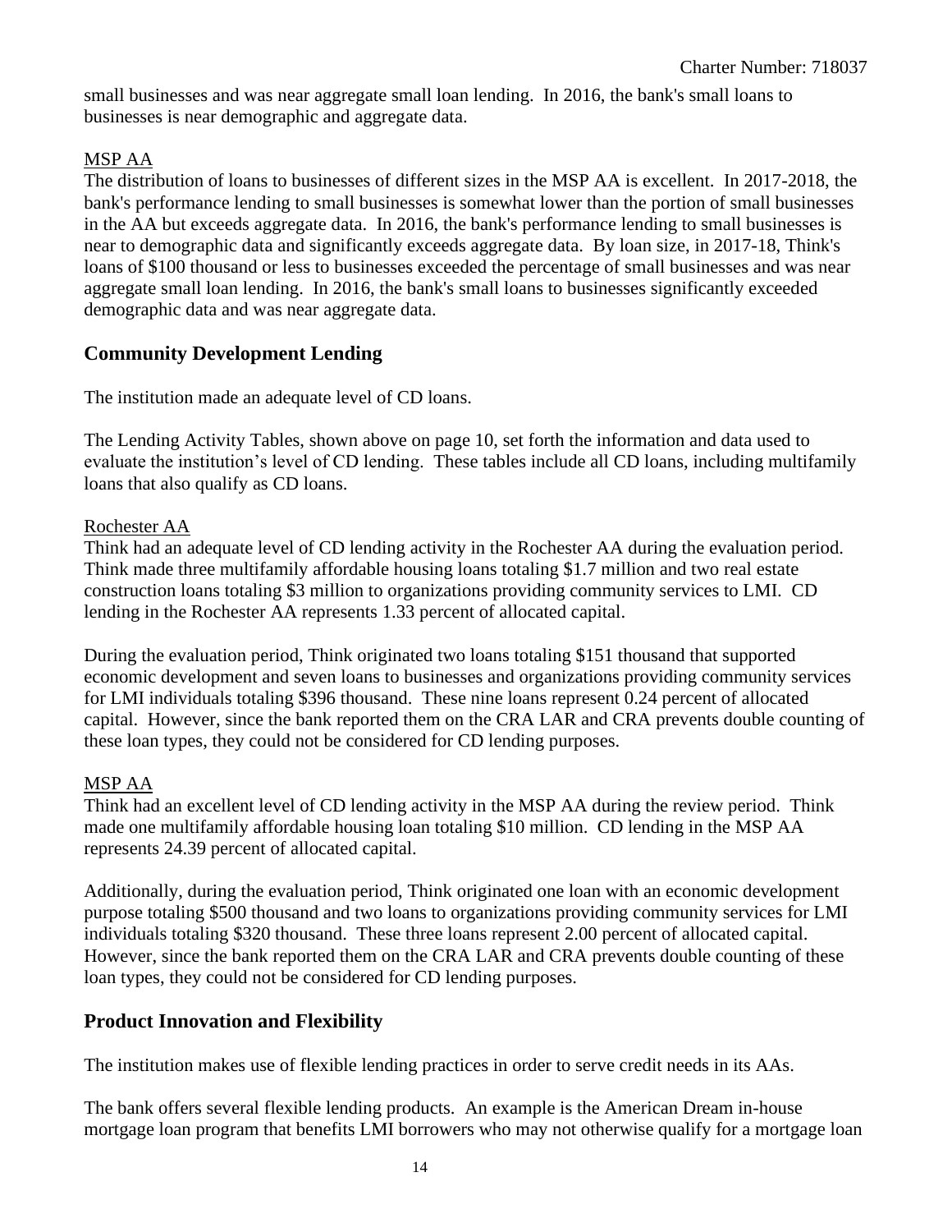small businesses and was near aggregate small loan lending. In 2016, the bank's small loans to businesses is near demographic and aggregate data.

MSP AA

The distribution of loans to businesses of different sizes in the MSP AA is excellent. In 2017-2018, the bank's performance lending to small businesses is somewhat lower than the portion of small businesses in the AA but exceeds aggregate data. In 2016, the bank's performance lending to small businesses is near to demographic data and significantly exceeds aggregate data. By loan size, in 2017-18, Think's loans of $100 thousand or less to businesses exceeded the percentage of small businesses and was near aggregate small loan lending. In 2016, the bank's small loans to businesses significantly exceeded demographic data and was near aggregate data.

## Community Development Lending

The institution made an adequate level of CD loans.

The Lending Activity Tables, shown above on page 10, set forth the information and data used to evaluate the institution's level of CD lending. These tables include all CD loans, including multifamily loans that also qualify as CD loans.

Rochester AA

Think had an adequate level of CD lending activity in the Rochester AA during the evaluation period. Think made three multifamily affordable housing loans totaling $1.7 million and two real estate construction loans totaling $3 million to organizations providing community services to LMI. CD lending in the Rochester AA represents 1.33 percent of allocated capital.

During the evaluation period, Think originated two loans totaling $151 thousand that supported economic development and seven loans to businesses and organizations providing community services for LMI individuals totaling $396 thousand. These nine loans represent 0.24 percent of allocated capital. However, since the bank reported them on the CRA LAR and CRA prevents double counting of these loan types, they could not be considered for CD lending purposes.

MSP AA

Think had an excellent level of CD lending activity in the MSP AA during the review period. Think made one multifamily affordable housing loan totaling $10 million. CD lending in the MSP AA represents 24.39 percent of allocated capital.

Additionally, during the evaluation period, Think originated one loan with an economic development purpose totaling $500 thousand and two loans to organizations providing community services for LMI individuals totaling $320 thousand. These three loans represent 2.00 percent of allocated capital. However, since the bank reported them on the CRA LAR and CRA prevents double counting of these loan types, they could not be considered for CD lending purposes.

## Product Innovation and Flexibility

The institution makes use of flexible lending practices in order to serve credit needs in its AAs.

The bank offers several flexible lending products. An example is the American Dream in-house mortgage loan program that benefits LMI borrowers who may not otherwise qualify for a mortgage loan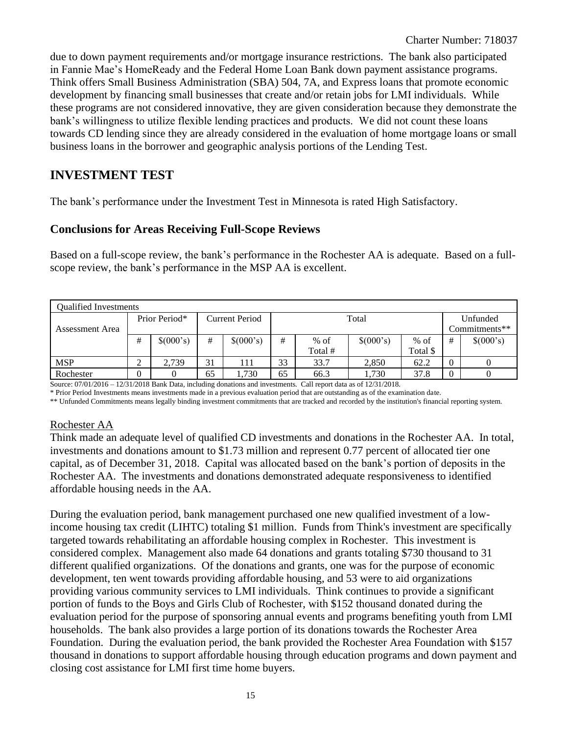due to down payment requirements and/or mortgage insurance restrictions. The bank also participated in Fannie Mae's HomeReady and the Federal Home Loan Bank down payment assistance programs. Think offers Small Business Administration (SBA) 504, 7A, and Express loans that promote economic development by financing small businesses that create and/or retain jobs for LMI individuals. While these programs are not considered innovative, they are given consideration because they demonstrate the bank's willingness to utilize flexible lending practices and products. We did not count these loans towards CD lending since they are already considered in the evaluation of home mortgage loans or small business loans in the borrower and geographic analysis portions of the Lending Test.

## INVESTMENT TEST

The bank's performance under the Investment Test in Minnesota is rated High Satisfactory.

### Conclusions for Areas Receiving Full-Scope Reviews

Based on a full-scope review, the bank's performance in the Rochester AA is adequate. Based on a full-scope review, the bank's performance in the MSP AA is excellent.

| Qualified Investments | | | | | | | | | | |
|---|---|---|---|---|---|---|---|---|---|---|
| Assessment Area | Prior Period* | | Current Period | | Total | | | | Unfunded Commitments** | |
| | # | $(000's) | # | $(000's) | # | % of Total # | $(000's) | % of Total $ | # | $(000's) |
| MSP | 2 | 2,739 | 31 | 111 | 33 | 33.7 | 2,850 | 62.2 | 0 | 0 |
| Rochester | 0 | 0 | 65 | 1,730 | 65 | 66.3 | 1,730 | 37.8 | 0 | 0 |

Source: 07/01/2016 – 12/31/2018 Bank Data, including donations and investments. Call report data as of 12/31/2018.
* Prior Period Investments means investments made in a previous evaluation period that are outstanding as of the examination date.
** Unfunded Commitments means legally binding investment commitments that are tracked and recorded by the institution's financial reporting system.

Rochester AA

Think made an adequate level of qualified CD investments and donations in the Rochester AA. In total, investments and donations amount to $1.73 million and represent 0.77 percent of allocated tier one capital, as of December 31, 2018. Capital was allocated based on the bank's portion of deposits in the Rochester AA. The investments and donations demonstrated adequate responsiveness to identified affordable housing needs in the AA.

During the evaluation period, bank management purchased one new qualified investment of a low-income housing tax credit (LIHTC) totaling $1 million. Funds from Think's investment are specifically targeted towards rehabilitating an affordable housing complex in Rochester. This investment is considered complex. Management also made 64 donations and grants totaling $730 thousand to 31 different qualified organizations. Of the donations and grants, one was for the purpose of economic development, ten went towards providing affordable housing, and 53 were to aid organizations providing various community services to LMI individuals. Think continues to provide a significant portion of funds to the Boys and Girls Club of Rochester, with $152 thousand donated during the evaluation period for the purpose of sponsoring annual events and programs benefiting youth from LMI households. The bank also provides a large portion of its donations towards the Rochester Area Foundation. During the evaluation period, the bank provided the Rochester Area Foundation with $157 thousand in donations to support affordable housing through education programs and down payment and closing cost assistance for LMI first time home buyers.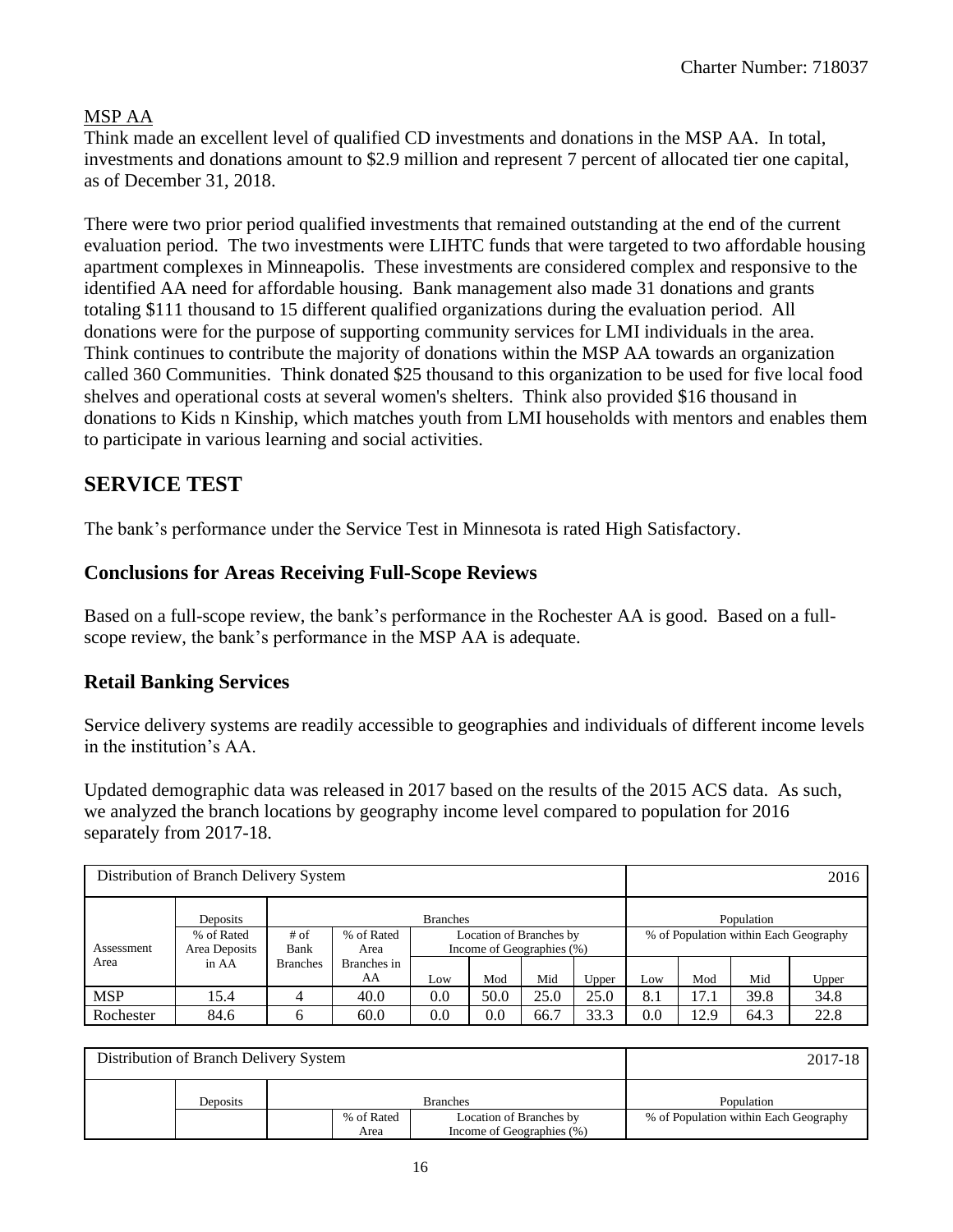MSP AA

Think made an excellent level of qualified CD investments and donations in the MSP AA. In total, investments and donations amount to $2.9 million and represent 7 percent of allocated tier one capital, as of December 31, 2018.

There were two prior period qualified investments that remained outstanding at the end of the current evaluation period. The two investments were LIHTC funds that were targeted to two affordable housing apartment complexes in Minneapolis. These investments are considered complex and responsive to the identified AA need for affordable housing. Bank management also made 31 donations and grants totaling $111 thousand to 15 different qualified organizations during the evaluation period. All donations were for the purpose of supporting community services for LMI individuals in the area. Think continues to contribute the majority of donations within the MSP AA towards an organization called 360 Communities. Think donated $25 thousand to this organization to be used for five local food shelves and operational costs at several women's shelters. Think also provided $16 thousand in donations to Kids n Kinship, which matches youth from LMI households with mentors and enables them to participate in various learning and social activities.

# SERVICE TEST

The bank's performance under the Service Test in Minnesota is rated High Satisfactory.

## Conclusions for Areas Receiving Full-Scope Reviews

Based on a full-scope review, the bank's performance in the Rochester AA is good. Based on a full-scope review, the bank's performance in the MSP AA is adequate.

## Retail Banking Services

Service delivery systems are readily accessible to geographies and individuals of different income levels in the institution's AA.

Updated demographic data was released in 2017 based on the results of the 2015 ACS data. As such, we analyzed the branch locations by geography income level compared to population for 2016 separately from 2017-18.

| Distribution of Branch Delivery System | | | | | | | | | | | 2016 |
|---|---|---|---|---|---|---|---|---|---|---|---|
| | Deposits | Branches | | | | | | Population | | | |
| Assessment Area | % of Rated Area Deposits in AA | # of Bank Branches | % of Rated Area Branches in AA | Location of Branches by Income of Geographies (%) | | | | % of Population within Each Geography | | | |
| | | | | Low | Mod | Mid | Upper | Low | Mod | Mid | Upper |
| MSP | 15.4 | 4 | 40.0 | 0.0 | 50.0 | 25.0 | 25.0 | 8.1 | 17.1 | 39.8 | 34.8 |
| Rochester | 84.6 | 6 | 60.0 | 0.0 | 0.0 | 66.7 | 33.3 | 0.0 | 12.9 | 64.3 | 22.8 |

| Distribution of Branch Delivery System | | | | | | | | | | | 2017-18 |
|---|---|---|---|---|---|---|---|---|---|---|---|
| | Deposits | Branches | | | | | | Population | | | |
| | | | % of Rated Area | Location of Branches by Income of Geographies (%) | | | | % of Population within Each Geography | | | |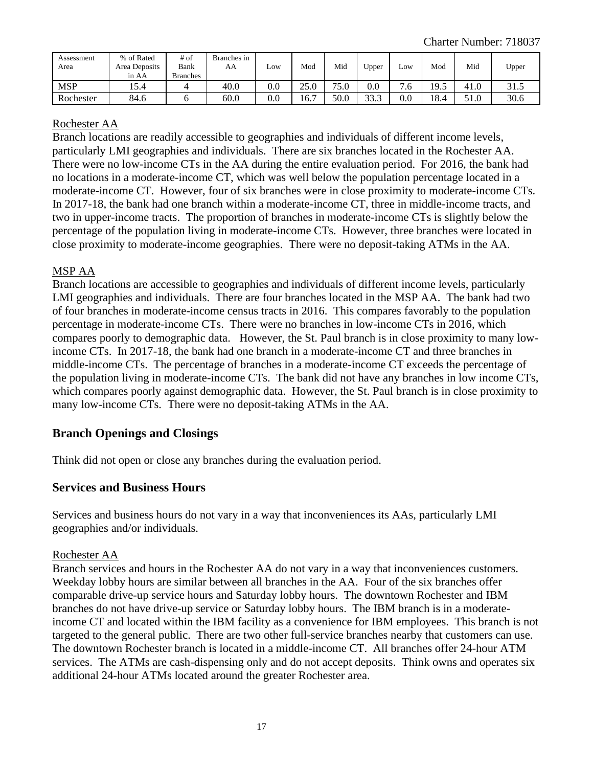| Assessment Area | % of Rated Area Deposits in AA | # of Bank Branches | Branches in AA | Low | Mod | Mid | Upper | Low | Mod | Mid | Upper |
|---|---|---|---|---|---|---|---|---|---|---|---|
| MSP | 15.4 | 4 | 40.0 | 0.0 | 25.0 | 75.0 | 0.0 | 7.6 | 19.5 | 41.0 | 31.5 |
| Rochester | 84.6 | 6 | 60.0 | 0.0 | 16.7 | 50.0 | 33.3 | 0.0 | 18.4 | 51.0 | 30.6 |

Rochester AA

Branch locations are readily accessible to geographies and individuals of different income levels, particularly LMI geographies and individuals. There are six branches located in the Rochester AA. There were no low-income CTs in the AA during the entire evaluation period. For 2016, the bank had no locations in a moderate-income CT, which was well below the population percentage located in a moderate-income CT. However, four of six branches were in close proximity to moderate-income CTs. In 2017-18, the bank had one branch within a moderate-income CT, three in middle-income tracts, and two in upper-income tracts. The proportion of branches in moderate-income CTs is slightly below the percentage of the population living in moderate-income CTs. However, three branches were located in close proximity to moderate-income geographies. There were no deposit-taking ATMs in the AA.

MSP AA

Branch locations are accessible to geographies and individuals of different income levels, particularly LMI geographies and individuals. There are four branches located in the MSP AA. The bank had two of four branches in moderate-income census tracts in 2016. This compares favorably to the population percentage in moderate-income CTs. There were no branches in low-income CTs in 2016, which compares poorly to demographic data. However, the St. Paul branch is in close proximity to many low-income CTs. In 2017-18, the bank had one branch in a moderate-income CT and three branches in middle-income CTs. The percentage of branches in a moderate-income CT exceeds the percentage of the population living in moderate-income CTs. The bank did not have any branches in low income CTs, which compares poorly against demographic data. However, the St. Paul branch is in close proximity to many low-income CTs. There were no deposit-taking ATMs in the AA.

## Branch Openings and Closings

Think did not open or close any branches during the evaluation period.

## Services and Business Hours

Services and business hours do not vary in a way that inconveniences its AAs, particularly LMI geographies and/or individuals.

Rochester AA

Branch services and hours in the Rochester AA do not vary in a way that inconveniences customers. Weekday lobby hours are similar between all branches in the AA. Four of the six branches offer comparable drive-up service hours and Saturday lobby hours. The downtown Rochester and IBM branches do not have drive-up service or Saturday lobby hours. The IBM branch is in a moderate-income CT and located within the IBM facility as a convenience for IBM employees. This branch is not targeted to the general public. There are two other full-service branches nearby that customers can use. The downtown Rochester branch is located in a middle-income CT. All branches offer 24-hour ATM services. The ATMs are cash-dispensing only and do not accept deposits. Think owns and operates six additional 24-hour ATMs located around the greater Rochester area.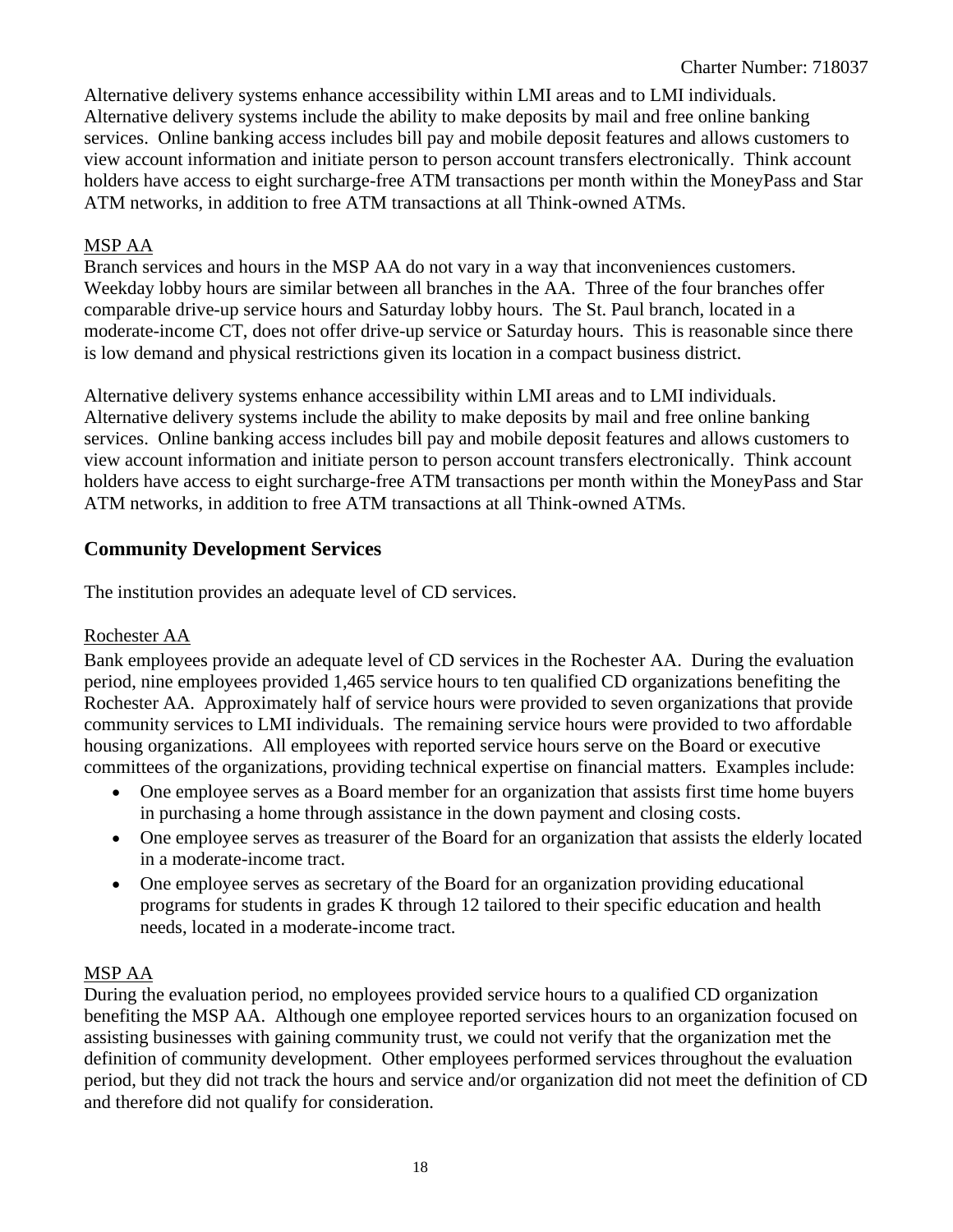Alternative delivery systems enhance accessibility within LMI areas and to LMI individuals. Alternative delivery systems include the ability to make deposits by mail and free online banking services. Online banking access includes bill pay and mobile deposit features and allows customers to view account information and initiate person to person account transfers electronically. Think account holders have access to eight surcharge-free ATM transactions per month within the MoneyPass and Star ATM networks, in addition to free ATM transactions at all Think-owned ATMs.

MSP AA

Branch services and hours in the MSP AA do not vary in a way that inconveniences customers. Weekday lobby hours are similar between all branches in the AA. Three of the four branches offer comparable drive-up service hours and Saturday lobby hours. The St. Paul branch, located in a moderate-income CT, does not offer drive-up service or Saturday hours. This is reasonable since there is low demand and physical restrictions given its location in a compact business district.

Alternative delivery systems enhance accessibility within LMI areas and to LMI individuals. Alternative delivery systems include the ability to make deposits by mail and free online banking services. Online banking access includes bill pay and mobile deposit features and allows customers to view account information and initiate person to person account transfers electronically. Think account holders have access to eight surcharge-free ATM transactions per month within the MoneyPass and Star ATM networks, in addition to free ATM transactions at all Think-owned ATMs.

## Community Development Services

The institution provides an adequate level of CD services.

Rochester AA

Bank employees provide an adequate level of CD services in the Rochester AA. During the evaluation period, nine employees provided 1,465 service hours to ten qualified CD organizations benefiting the Rochester AA. Approximately half of service hours were provided to seven organizations that provide community services to LMI individuals. The remaining service hours were provided to two affordable housing organizations. All employees with reported service hours serve on the Board or executive committees of the organizations, providing technical expertise on financial matters. Examples include:

- One employee serves as a Board member for an organization that assists first time home buyers in purchasing a home through assistance in the down payment and closing costs.
- One employee serves as treasurer of the Board for an organization that assists the elderly located in a moderate-income tract.
- One employee serves as secretary of the Board for an organization providing educational programs for students in grades K through 12 tailored to their specific education and health needs, located in a moderate-income tract.

MSP AA

During the evaluation period, no employees provided service hours to a qualified CD organization benefiting the MSP AA. Although one employee reported services hours to an organization focused on assisting businesses with gaining community trust, we could not verify that the organization met the definition of community development. Other employees performed services throughout the evaluation period, but they did not track the hours and service and/or organization did not meet the definition of CD and therefore did not qualify for consideration.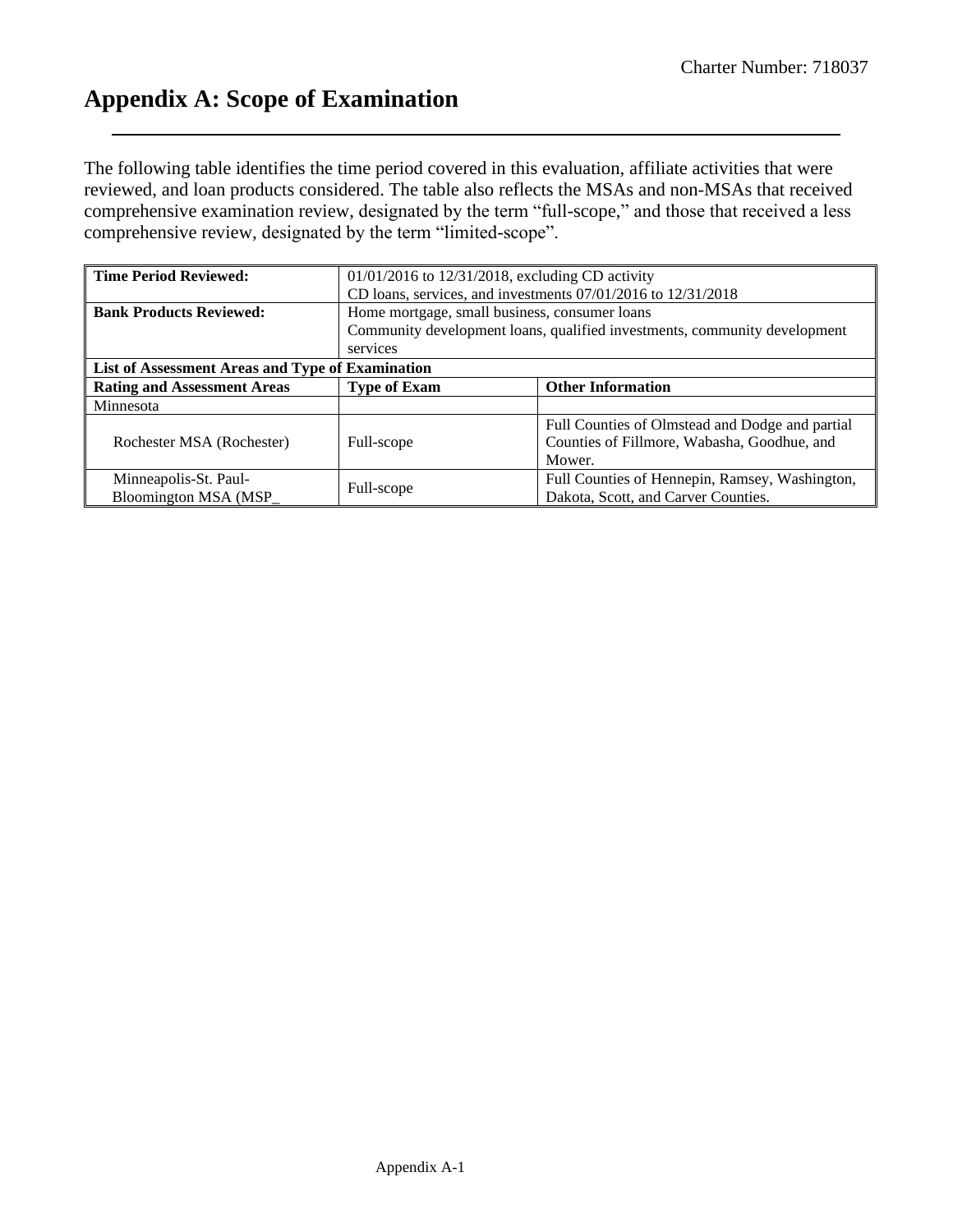# Appendix A: Scope of Examination

The following table identifies the time period covered in this evaluation, affiliate activities that were reviewed, and loan products considered. The table also reflects the MSAs and non-MSAs that received comprehensive examination review, designated by the term "full-scope," and those that received a less comprehensive review, designated by the term "limited-scope".

| **Time Period Reviewed:** | 01/01/2016 to 12/31/2018, excluding CD activity<br>CD loans, services, and investments 07/01/2016 to 12/31/2018 | |
|---|---|---|
| **Bank Products Reviewed:** | Home mortgage, small business, consumer loans<br>Community development loans, qualified investments, community development services | |
| **List of Assessment Areas and Type of Examination** | | |
| **Rating and Assessment Areas** | **Type of Exam** | **Other Information** |
| Minnesota | | |
| Rochester MSA (Rochester) | Full-scope | Full Counties of Olmstead and Dodge and partial Counties of Fillmore, Wabasha, Goodhue, and Mower. |
| Minneapolis-St. Paul-Bloomington MSA (MSP_ | Full-scope | Full Counties of Hennepin, Ramsey, Washington, Dakota, Scott, and Carver Counties. |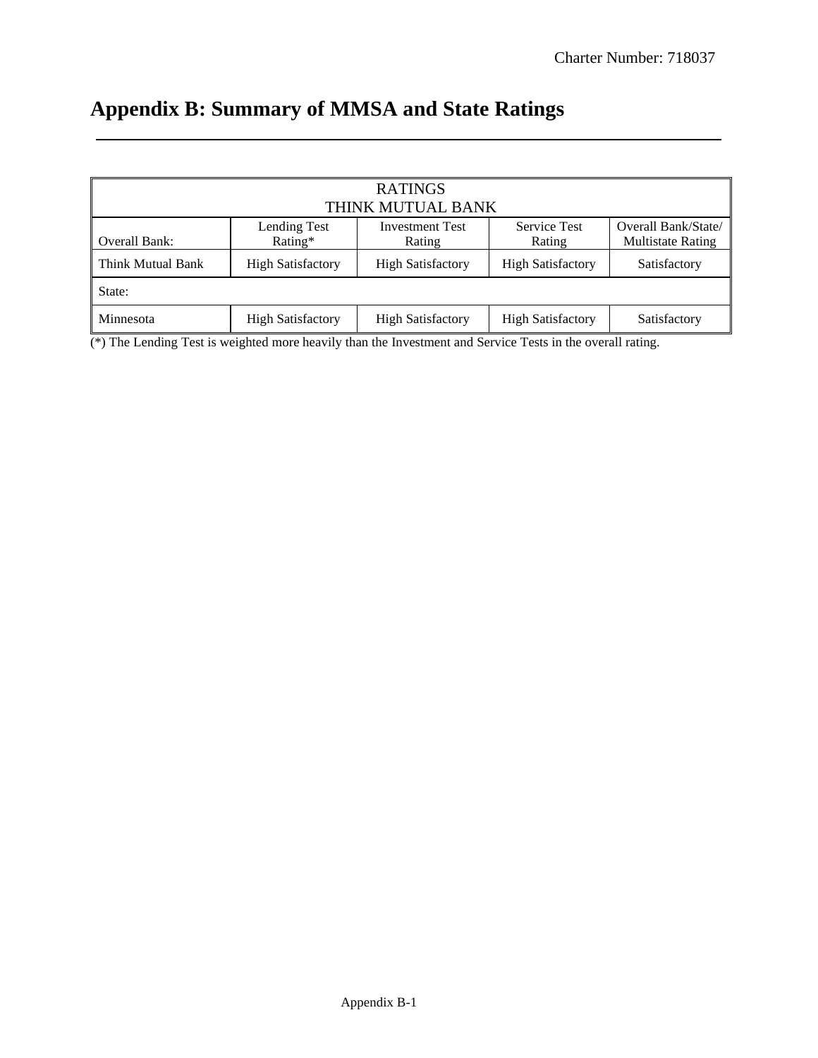# Appendix B: Summary of MMSA and State Ratings

| RATINGS<br>THINK MUTUAL BANK | | | | |
|---|---|---|---|---|
| Overall Bank: | Lending Test Rating* | Investment Test Rating | Service Test Rating | Overall Bank/State/ Multistate Rating |
| Think Mutual Bank | High Satisfactory | High Satisfactory | High Satisfactory | Satisfactory |
| State: | | | | |
| Minnesota | High Satisfactory | High Satisfactory | High Satisfactory | Satisfactory |

(*) The Lending Test is weighted more heavily than the Investment and Service Tests in the overall rating.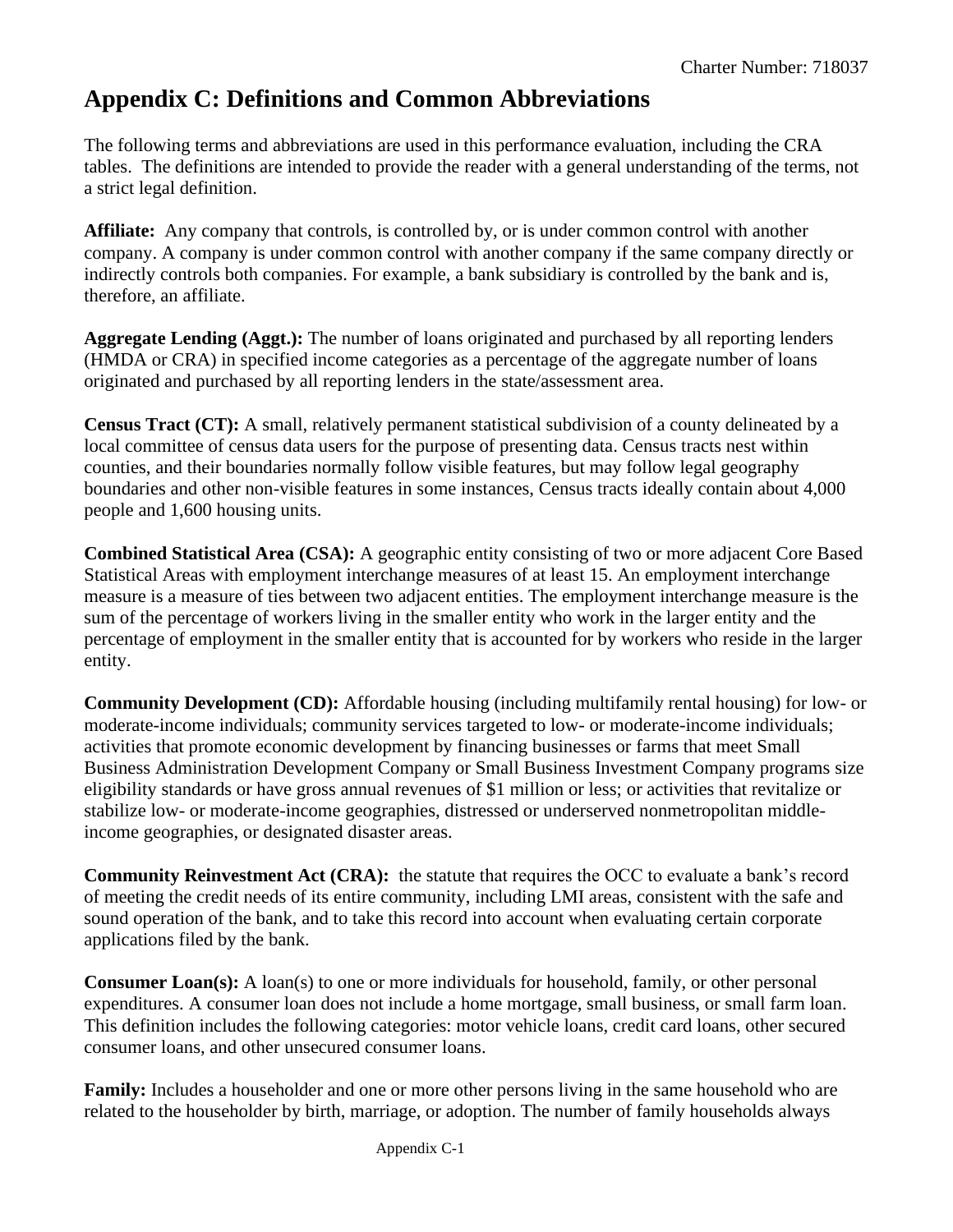# Appendix C: Definitions and Common Abbreviations

The following terms and abbreviations are used in this performance evaluation, including the CRA tables. The definitions are intended to provide the reader with a general understanding of the terms, not a strict legal definition.

**Affiliate:** Any company that controls, is controlled by, or is under common control with another company. A company is under common control with another company if the same company directly or indirectly controls both companies. For example, a bank subsidiary is controlled by the bank and is, therefore, an affiliate.

**Aggregate Lending (Aggt.):** The number of loans originated and purchased by all reporting lenders (HMDA or CRA) in specified income categories as a percentage of the aggregate number of loans originated and purchased by all reporting lenders in the state/assessment area.

**Census Tract (CT):** A small, relatively permanent statistical subdivision of a county delineated by a local committee of census data users for the purpose of presenting data. Census tracts nest within counties, and their boundaries normally follow visible features, but may follow legal geography boundaries and other non-visible features in some instances, Census tracts ideally contain about 4,000 people and 1,600 housing units.

**Combined Statistical Area (CSA):** A geographic entity consisting of two or more adjacent Core Based Statistical Areas with employment interchange measures of at least 15. An employment interchange measure is a measure of ties between two adjacent entities. The employment interchange measure is the sum of the percentage of workers living in the smaller entity who work in the larger entity and the percentage of employment in the smaller entity that is accounted for by workers who reside in the larger entity.

**Community Development (CD):** Affordable housing (including multifamily rental housing) for low- or moderate-income individuals; community services targeted to low- or moderate-income individuals; activities that promote economic development by financing businesses or farms that meet Small Business Administration Development Company or Small Business Investment Company programs size eligibility standards or have gross annual revenues of $1 million or less; or activities that revitalize or stabilize low- or moderate-income geographies, distressed or underserved nonmetropolitan middle-income geographies, or designated disaster areas.

**Community Reinvestment Act (CRA):** the statute that requires the OCC to evaluate a bank's record of meeting the credit needs of its entire community, including LMI areas, consistent with the safe and sound operation of the bank, and to take this record into account when evaluating certain corporate applications filed by the bank.

**Consumer Loan(s):** A loan(s) to one or more individuals for household, family, or other personal expenditures. A consumer loan does not include a home mortgage, small business, or small farm loan. This definition includes the following categories: motor vehicle loans, credit card loans, other secured consumer loans, and other unsecured consumer loans.

**Family:** Includes a householder and one or more other persons living in the same household who are related to the householder by birth, marriage, or adoption. The number of family households always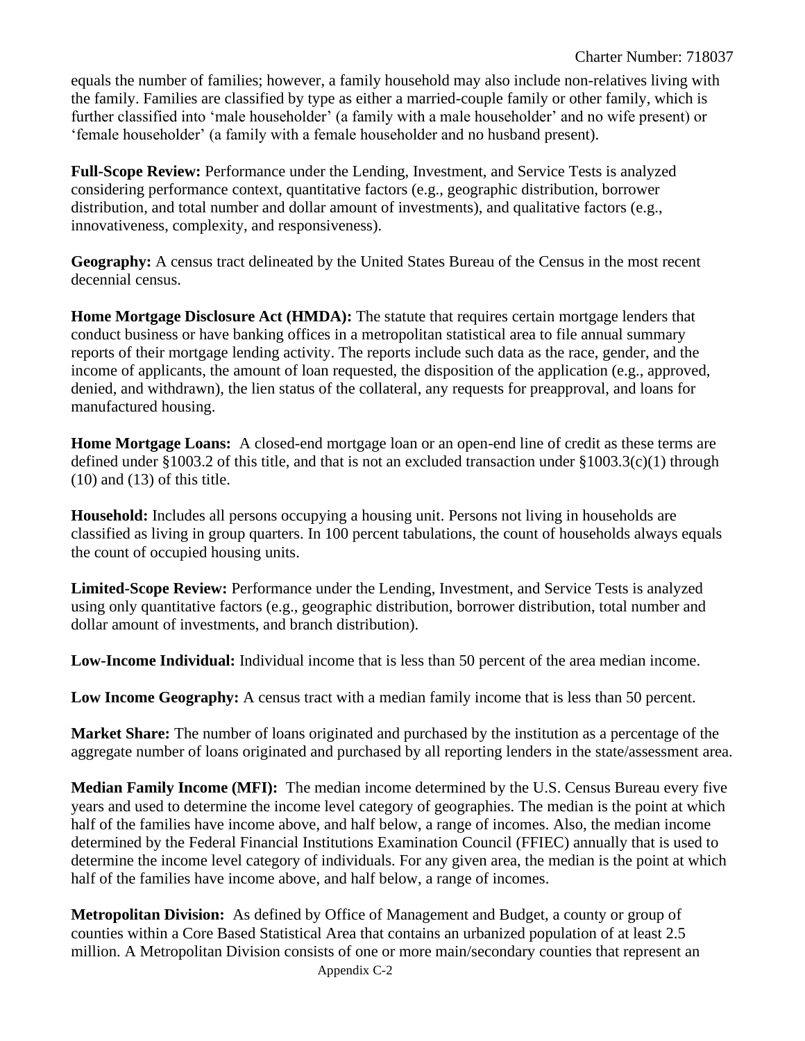equals the number of families; however, a family household may also include non-relatives living with the family. Families are classified by type as either a married-couple family or other family, which is further classified into 'male householder' (a family with a male householder' and no wife present) or 'female householder' (a family with a female householder and no husband present).

**Full-Scope Review:** Performance under the Lending, Investment, and Service Tests is analyzed considering performance context, quantitative factors (e.g., geographic distribution, borrower distribution, and total number and dollar amount of investments), and qualitative factors (e.g., innovativeness, complexity, and responsiveness).

**Geography:** A census tract delineated by the United States Bureau of the Census in the most recent decennial census.

**Home Mortgage Disclosure Act (HMDA):** The statute that requires certain mortgage lenders that conduct business or have banking offices in a metropolitan statistical area to file annual summary reports of their mortgage lending activity. The reports include such data as the race, gender, and the income of applicants, the amount of loan requested, the disposition of the application (e.g., approved, denied, and withdrawn), the lien status of the collateral, any requests for preapproval, and loans for manufactured housing.

**Home Mortgage Loans:** A closed-end mortgage loan or an open-end line of credit as these terms are defined under §1003.2 of this title, and that is not an excluded transaction under §1003.3(c)(1) through (10) and (13) of this title.

**Household:** Includes all persons occupying a housing unit. Persons not living in households are classified as living in group quarters. In 100 percent tabulations, the count of households always equals the count of occupied housing units.

**Limited-Scope Review:** Performance under the Lending, Investment, and Service Tests is analyzed using only quantitative factors (e.g., geographic distribution, borrower distribution, total number and dollar amount of investments, and branch distribution).

**Low-Income Individual:** Individual income that is less than 50 percent of the area median income.

**Low Income Geography:** A census tract with a median family income that is less than 50 percent.

**Market Share:** The number of loans originated and purchased by the institution as a percentage of the aggregate number of loans originated and purchased by all reporting lenders in the state/assessment area.

**Median Family Income (MFI):** The median income determined by the U.S. Census Bureau every five years and used to determine the income level category of geographies. The median is the point at which half of the families have income above, and half below, a range of incomes. Also, the median income determined by the Federal Financial Institutions Examination Council (FFIEC) annually that is used to determine the income level category of individuals. For any given area, the median is the point at which half of the families have income above, and half below, a range of incomes.

**Metropolitan Division:** As defined by Office of Management and Budget, a county or group of counties within a Core Based Statistical Area that contains an urbanized population of at least 2.5 million. A Metropolitan Division consists of one or more main/secondary counties that represent an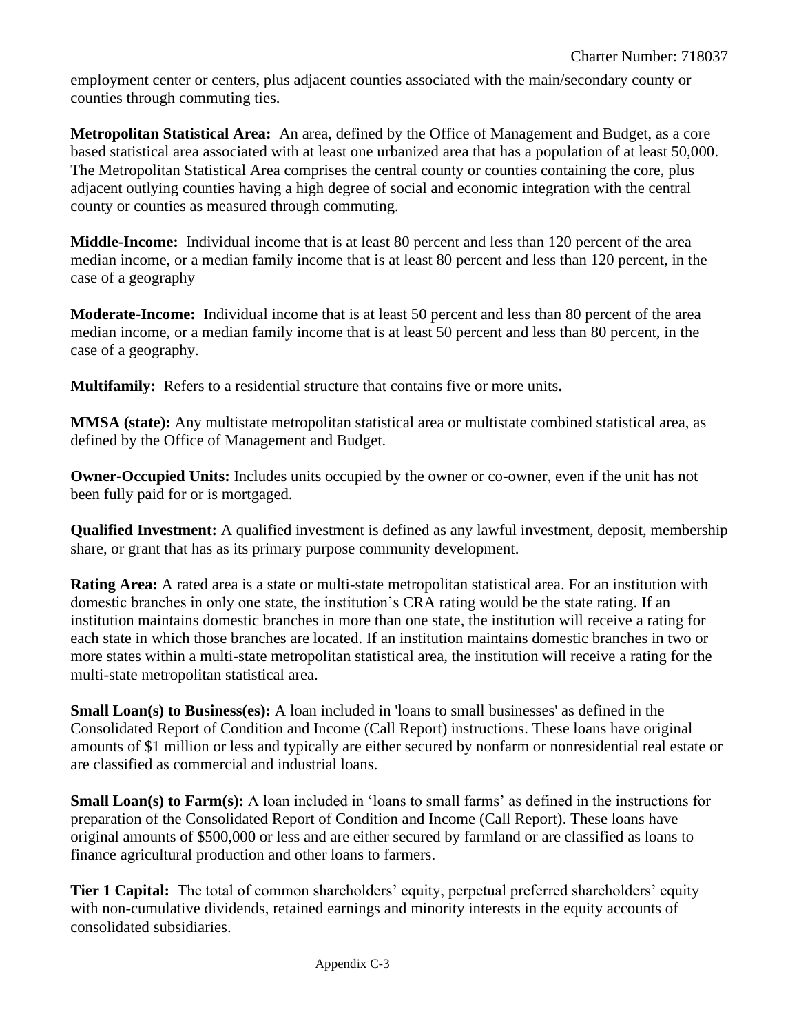employment center or centers, plus adjacent counties associated with the main/secondary county or counties through commuting ties.

**Metropolitan Statistical Area:** An area, defined by the Office of Management and Budget, as a core based statistical area associated with at least one urbanized area that has a population of at least 50,000. The Metropolitan Statistical Area comprises the central county or counties containing the core, plus adjacent outlying counties having a high degree of social and economic integration with the central county or counties as measured through commuting.

**Middle-Income:** Individual income that is at least 80 percent and less than 120 percent of the area median income, or a median family income that is at least 80 percent and less than 120 percent, in the case of a geography

**Moderate-Income:** Individual income that is at least 50 percent and less than 80 percent of the area median income, or a median family income that is at least 50 percent and less than 80 percent, in the case of a geography.

**Multifamily:** Refers to a residential structure that contains five or more units**.**

**MMSA (state):** Any multistate metropolitan statistical area or multistate combined statistical area, as defined by the Office of Management and Budget.

**Owner-Occupied Units:** Includes units occupied by the owner or co-owner, even if the unit has not been fully paid for or is mortgaged.

**Qualified Investment:** A qualified investment is defined as any lawful investment, deposit, membership share, or grant that has as its primary purpose community development.

**Rating Area:** A rated area is a state or multi-state metropolitan statistical area. For an institution with domestic branches in only one state, the institution's CRA rating would be the state rating. If an institution maintains domestic branches in more than one state, the institution will receive a rating for each state in which those branches are located. If an institution maintains domestic branches in two or more states within a multi-state metropolitan statistical area, the institution will receive a rating for the multi-state metropolitan statistical area.

**Small Loan(s) to Business(es):** A loan included in 'loans to small businesses' as defined in the Consolidated Report of Condition and Income (Call Report) instructions. These loans have original amounts of $1 million or less and typically are either secured by nonfarm or nonresidential real estate or are classified as commercial and industrial loans.

**Small Loan(s) to Farm(s):** A loan included in 'loans to small farms' as defined in the instructions for preparation of the Consolidated Report of Condition and Income (Call Report). These loans have original amounts of $500,000 or less and are either secured by farmland or are classified as loans to finance agricultural production and other loans to farmers.

**Tier 1 Capital:** The total of common shareholders' equity, perpetual preferred shareholders' equity with non-cumulative dividends, retained earnings and minority interests in the equity accounts of consolidated subsidiaries.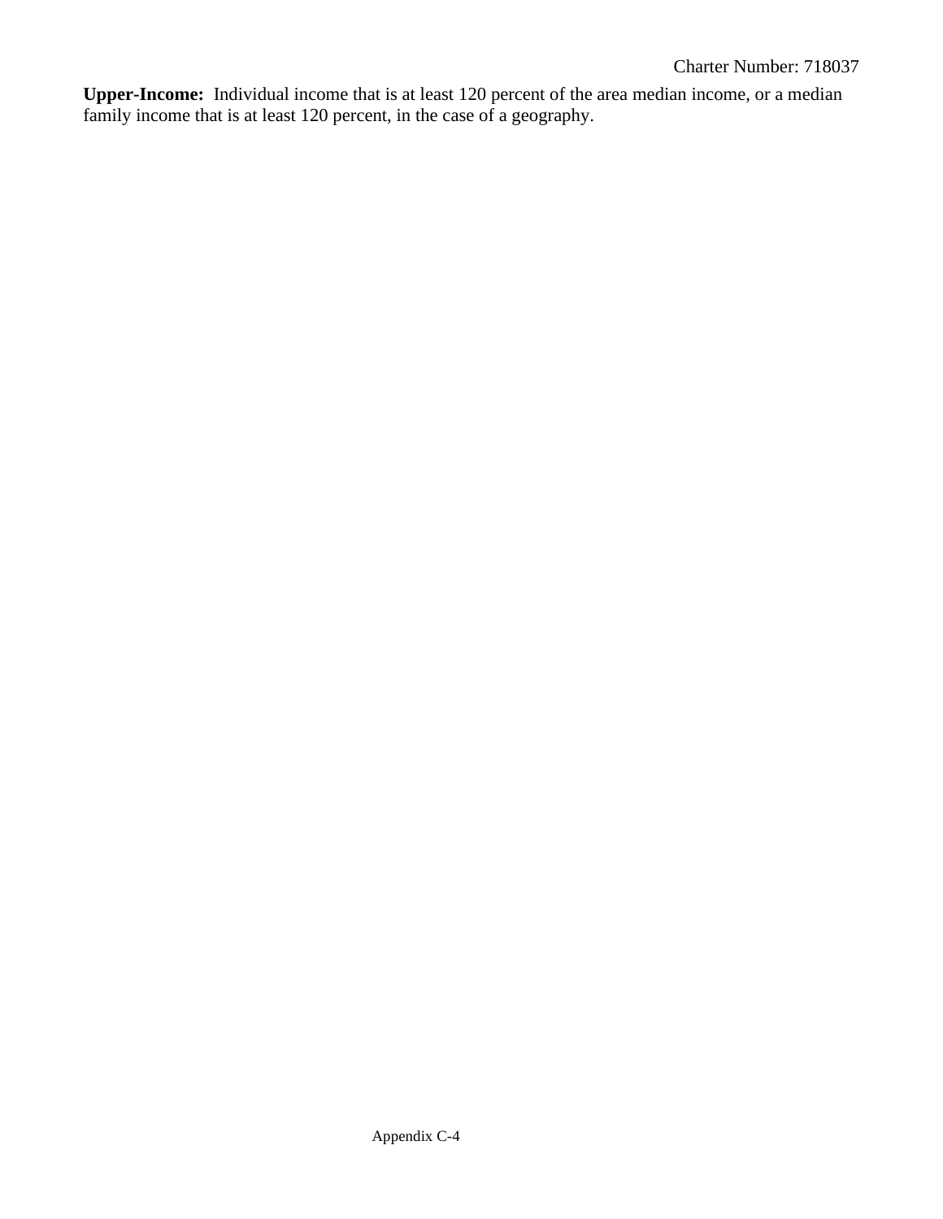**Upper-Income:** Individual income that is at least 120 percent of the area median income, or a median family income that is at least 120 percent, in the case of a geography.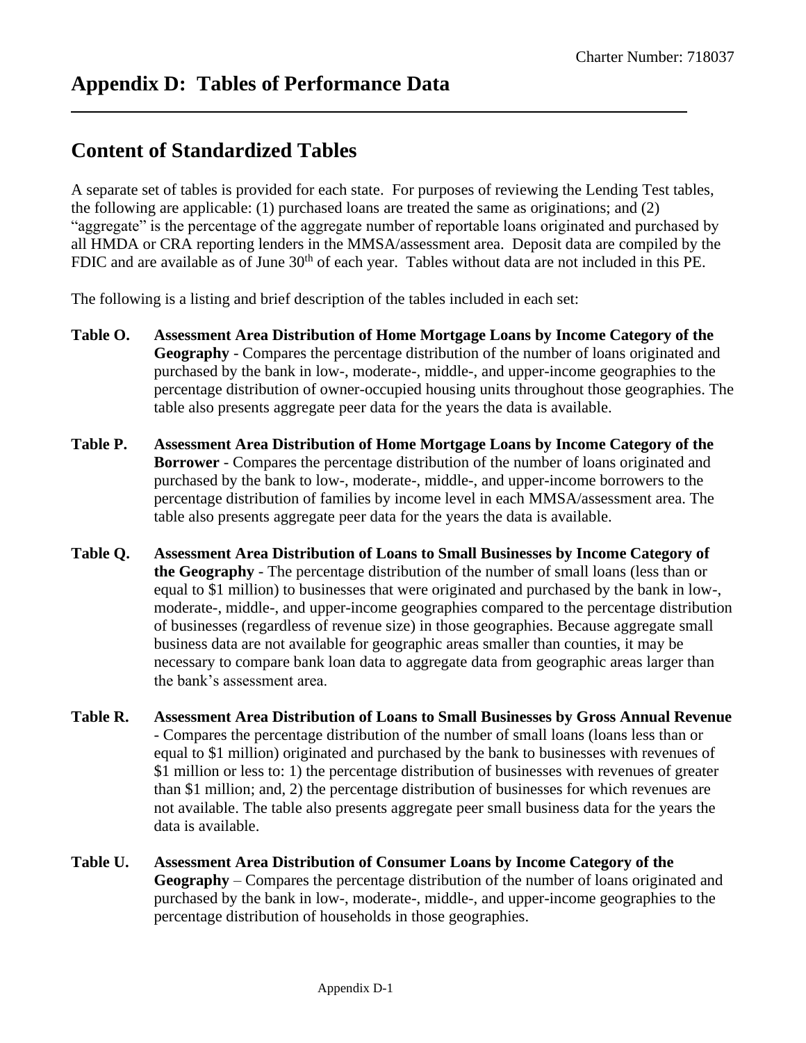# Appendix D: Tables of Performance Data

## Content of Standardized Tables

A separate set of tables is provided for each state. For purposes of reviewing the Lending Test tables, the following are applicable: (1) purchased loans are treated the same as originations; and (2) "aggregate" is the percentage of the aggregate number of reportable loans originated and purchased by all HMDA or CRA reporting lenders in the MMSA/assessment area. Deposit data are compiled by the FDIC and are available as of June 30th of each year. Tables without data are not included in this PE.

The following is a listing and brief description of the tables included in each set:

**Table O. Assessment Area Distribution of Home Mortgage Loans by Income Category of the Geography** - Compares the percentage distribution of the number of loans originated and purchased by the bank in low-, moderate-, middle-, and upper-income geographies to the percentage distribution of owner-occupied housing units throughout those geographies. The table also presents aggregate peer data for the years the data is available.

**Table P. Assessment Area Distribution of Home Mortgage Loans by Income Category of the Borrower** - Compares the percentage distribution of the number of loans originated and purchased by the bank to low-, moderate-, middle-, and upper-income borrowers to the percentage distribution of families by income level in each MMSA/assessment area. The table also presents aggregate peer data for the years the data is available.

**Table Q. Assessment Area Distribution of Loans to Small Businesses by Income Category of the Geography** - The percentage distribution of the number of small loans (less than or equal to $1 million) to businesses that were originated and purchased by the bank in low-, moderate-, middle-, and upper-income geographies compared to the percentage distribution of businesses (regardless of revenue size) in those geographies. Because aggregate small business data are not available for geographic areas smaller than counties, it may be necessary to compare bank loan data to aggregate data from geographic areas larger than the bank's assessment area.

**Table R. Assessment Area Distribution of Loans to Small Businesses by Gross Annual Revenue** - Compares the percentage distribution of the number of small loans (loans less than or equal to $1 million) originated and purchased by the bank to businesses with revenues of $1 million or less to: 1) the percentage distribution of businesses with revenues of greater than $1 million; and, 2) the percentage distribution of businesses for which revenues are not available. The table also presents aggregate peer small business data for the years the data is available.

**Table U. Assessment Area Distribution of Consumer Loans by Income Category of the Geography** – Compares the percentage distribution of the number of loans originated and purchased by the bank in low-, moderate-, middle-, and upper-income geographies to the percentage distribution of households in those geographies.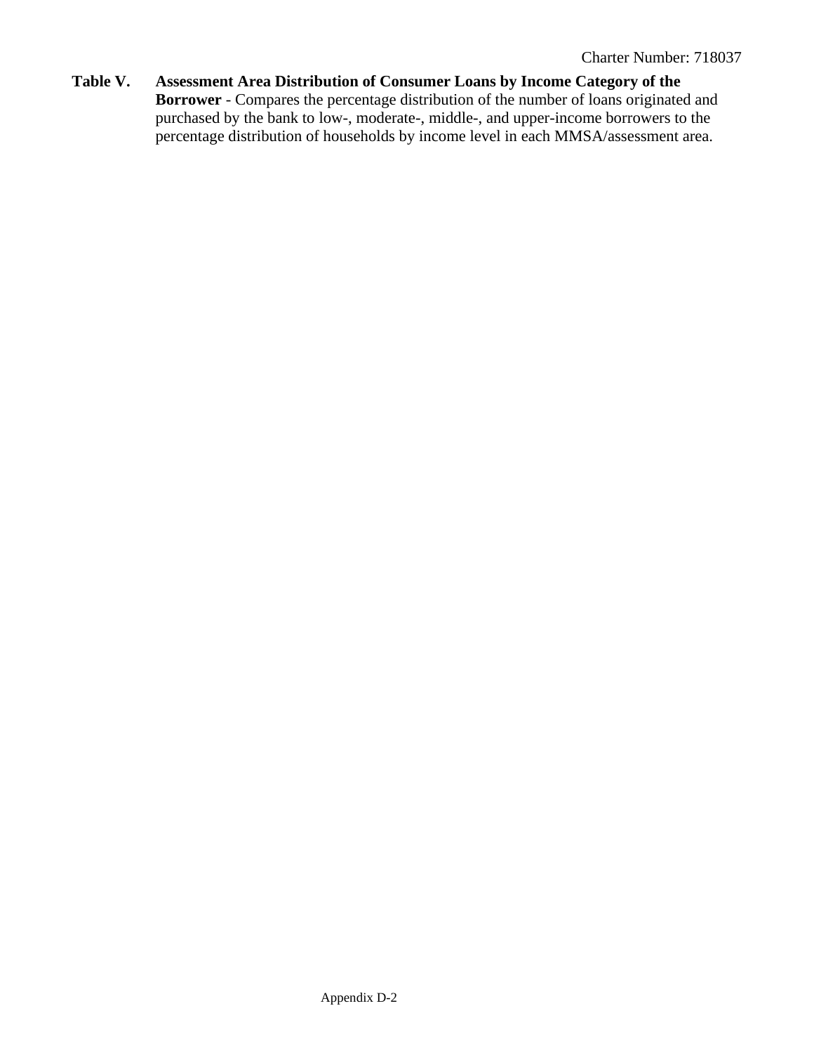**Table V. Assessment Area Distribution of Consumer Loans by Income Category of the Borrower** - Compares the percentage distribution of the number of loans originated and purchased by the bank to low-, moderate-, middle-, and upper-income borrowers to the percentage distribution of households by income level in each MMSA/assessment area.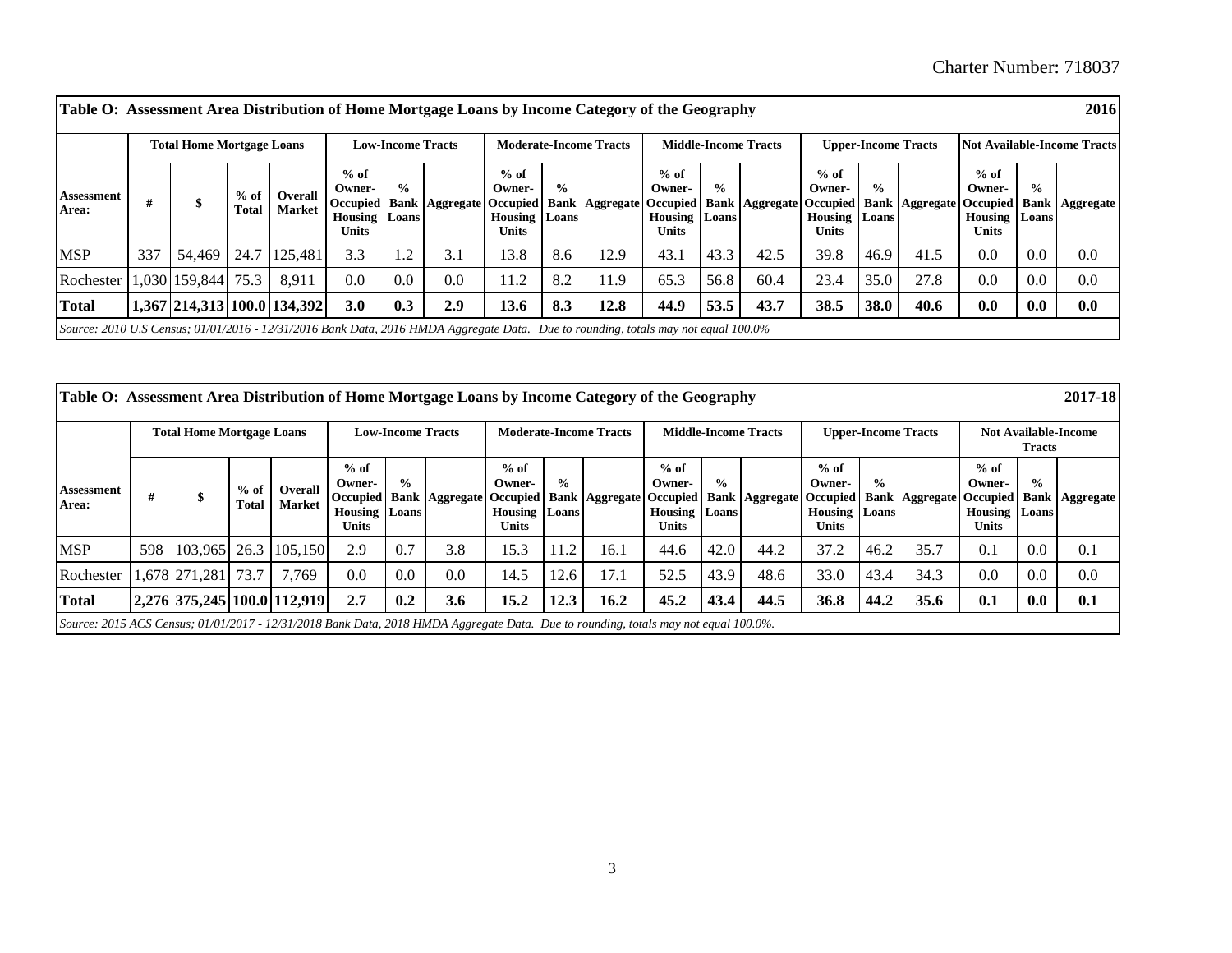Table O: Assessment Area Distribution of Home Mortgage Loans by Income Category of the Geography — 2016

| Assessment Area: | Total Home Mortgage Loans | | | | Low-Income Tracts | | | Moderate-Income Tracts | | | Middle-Income Tracts | | | Upper-Income Tracts | | | Not Available-Income Tracts | | |
|---|---|---|---|---|---|---|---|---|---|---|---|---|---|---|---|---|---|---|---|
| | # | $ | % of Total | Overall Market | % of Owner-Occupied Housing Units | % Bank Loans | Aggregate | % of Owner-Occupied Housing Units | % Bank Loans | Aggregate | % of Owner-Occupied Housing Units | % Bank Loans | Aggregate | % of Owner-Occupied Housing Units | % Bank Loans | Aggregate | % of Owner-Occupied Housing Units | % Bank Loans | Aggregate |
| MSP | 337 | 54,469 | 24.7 | 125,481 | 3.3 | 1.2 | 3.1 | 13.8 | 8.6 | 12.9 | 43.1 | 43.3 | 42.5 | 39.8 | 46.9 | 41.5 | 0.0 | 0.0 | 0.0 |
| Rochester | 1,030 | 159,844 | 75.3 | 8,911 | 0.0 | 0.0 | 0.0 | 11.2 | 8.2 | 11.9 | 65.3 | 56.8 | 60.4 | 23.4 | 35.0 | 27.8 | 0.0 | 0.0 | 0.0 |
| **Total** | **1,367** | **214,313** | **100.0** | **134,392** | **3.0** | **0.3** | **2.9** | **13.6** | **8.3** | **12.8** | **44.9** | **53.5** | **43.7** | **38.5** | **38.0** | **40.6** | **0.0** | **0.0** | **0.0** |

*Source: 2010 U.S Census; 01/01/2016 - 12/31/2016 Bank Data, 2016 HMDA Aggregate Data. Due to rounding, totals may not equal 100.0%*

Table O: Assessment Area Distribution of Home Mortgage Loans by Income Category of the Geography — 2017-18

| Assessment Area: | Total Home Mortgage Loans | | | | Low-Income Tracts | | | Moderate-Income Tracts | | | Middle-Income Tracts | | | Upper-Income Tracts | | | Not Available-Income Tracts | | |
|---|---|---|---|---|---|---|---|---|---|---|---|---|---|---|---|---|---|---|---|
| | # | $ | % of Total | Overall Market | % of Owner-Occupied Housing Units | % Bank Loans | Aggregate | % of Owner-Occupied Housing Units | % Bank Loans | Aggregate | % of Owner-Occupied Housing Units | % Bank Loans | Aggregate | % of Owner-Occupied Housing Units | % Bank Loans | Aggregate | % of Owner-Occupied Housing Units | % Bank Loans | Aggregate |
| MSP | 598 | 103,965 | 26.3 | 105,150 | 2.9 | 0.7 | 3.8 | 15.3 | 11.2 | 16.1 | 44.6 | 42.0 | 44.2 | 37.2 | 46.2 | 35.7 | 0.1 | 0.0 | 0.1 |
| Rochester | 1,678 | 271,281 | 73.7 | 7,769 | 0.0 | 0.0 | 0.0 | 14.5 | 12.6 | 17.1 | 52.5 | 43.9 | 48.6 | 33.0 | 43.4 | 34.3 | 0.0 | 0.0 | 0.0 |
| **Total** | **2,276** | **375,245** | **100.0** | **112,919** | **2.7** | **0.2** | **3.6** | **15.2** | **12.3** | **16.2** | **45.2** | **43.4** | **44.5** | **36.8** | **44.2** | **35.6** | **0.1** | **0.0** | **0.1** |

*Source: 2015 ACS Census; 01/01/2017 - 12/31/2018 Bank Data, 2018 HMDA Aggregate Data. Due to rounding, totals may not equal 100.0%.*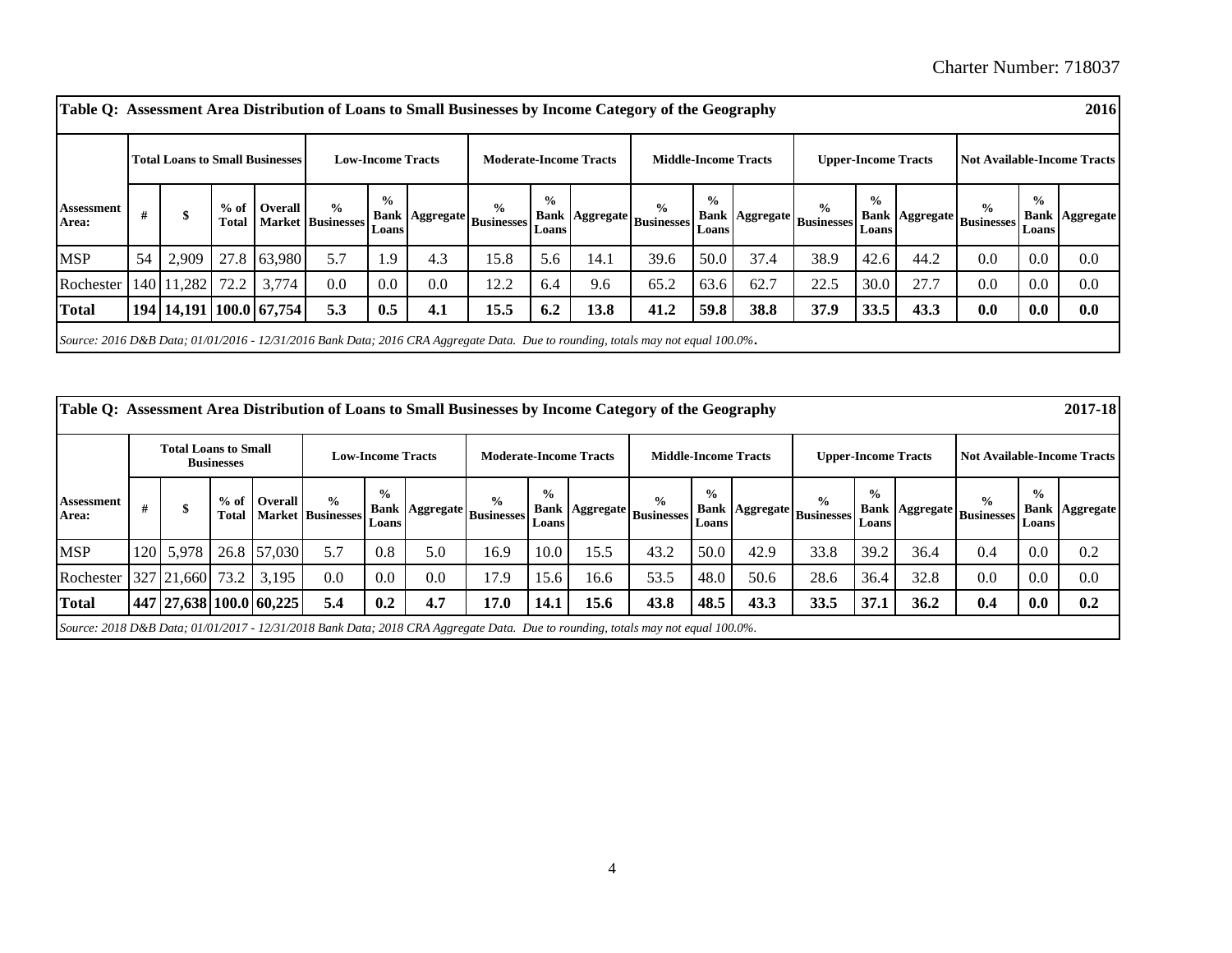| Table Q: Assessment Area Distribution of Loans to Small Businesses by Income Category of the Geography | | | | | | | | | | | | | | | | | | | | |
|---|---|---|---|---|---|---|---|---|---|---|---|---|---|---|---|---|---|---|---|---|
| | Total Loans to Small Businesses | | | | Low-Income Tracts | | | Moderate-Income Tracts | | | Middle-Income Tracts | | | Upper-Income Tracts | | | Not Available-Income Tracts | | | **2016** |
| Assessment Area: | # | $ | % of Total | Overall Market | % Businesses | % Bank Loans | Aggregate | % Businesses | % Bank Loans | Aggregate | % Businesses | % Bank Loans | Aggregate | % Businesses | % Bank Loans | Aggregate | % Businesses | % Bank Loans | Aggregate | |
| MSP | 54 | 2,909 | 27.8 | 63,980 | 5.7 | 1.9 | 4.3 | 15.8 | 5.6 | 14.1 | 39.6 | 50.0 | 37.4 | 38.9 | 42.6 | 44.2 | 0.0 | 0.0 | 0.0 | |
| Rochester | 140 | 11,282 | 72.2 | 3,774 | 0.0 | 0.0 | 0.0 | 12.2 | 6.4 | 9.6 | 65.2 | 63.6 | 62.7 | 22.5 | 30.0 | 27.7 | 0.0 | 0.0 | 0.0 | |
| **Total** | **194** | **14,191** | **100.0** | **67,754** | **5.3** | **0.5** | **4.1** | **15.5** | **6.2** | **13.8** | **41.2** | **59.8** | **38.8** | **37.9** | **33.5** | **43.3** | **0.0** | **0.0** | **0.0** | |

*Source: 2016 D&B Data; 01/01/2016 - 12/31/2016 Bank Data; 2016 CRA Aggregate Data. Due to rounding, totals may not equal 100.0%.*

| Table Q: Assessment Area Distribution of Loans to Small Businesses by Income Category of the Geography | | | | | | | | | | | | | | | | | | | | |
|---|---|---|---|---|---|---|---|---|---|---|---|---|---|---|---|---|---|---|---|---|
| | Total Loans to Small Businesses | | | | Low-Income Tracts | | | Moderate-Income Tracts | | | Middle-Income Tracts | | | Upper-Income Tracts | | | Not Available-Income Tracts | | | **2017-18** |
| Assessment Area: | # | $ | % of Total | Overall Market | % Businesses | % Bank Loans | Aggregate | % Businesses | % Bank Loans | Aggregate | % Businesses | % Bank Loans | Aggregate | % Businesses | % Bank Loans | Aggregate | % Businesses | % Bank Loans | Aggregate | |
| MSP | 120 | 5,978 | 26.8 | 57,030 | 5.7 | 0.8 | 5.0 | 16.9 | 10.0 | 15.5 | 43.2 | 50.0 | 42.9 | 33.8 | 39.2 | 36.4 | 0.4 | 0.0 | 0.2 | |
| Rochester | 327 | 21,660 | 73.2 | 3,195 | 0.0 | 0.0 | 0.0 | 17.9 | 15.6 | 16.6 | 53.5 | 48.0 | 50.6 | 28.6 | 36.4 | 32.8 | 0.0 | 0.0 | 0.0 | |
| **Total** | **447** | **27,638** | **100.0** | **60,225** | **5.4** | **0.2** | **4.7** | **17.0** | **14.1** | **15.6** | **43.8** | **48.5** | **43.3** | **33.5** | **37.1** | **36.2** | **0.4** | **0.0** | **0.2** | |

*Source: 2018 D&B Data; 01/01/2017 - 12/31/2018 Bank Data; 2018 CRA Aggregate Data. Due to rounding, totals may not equal 100.0%.*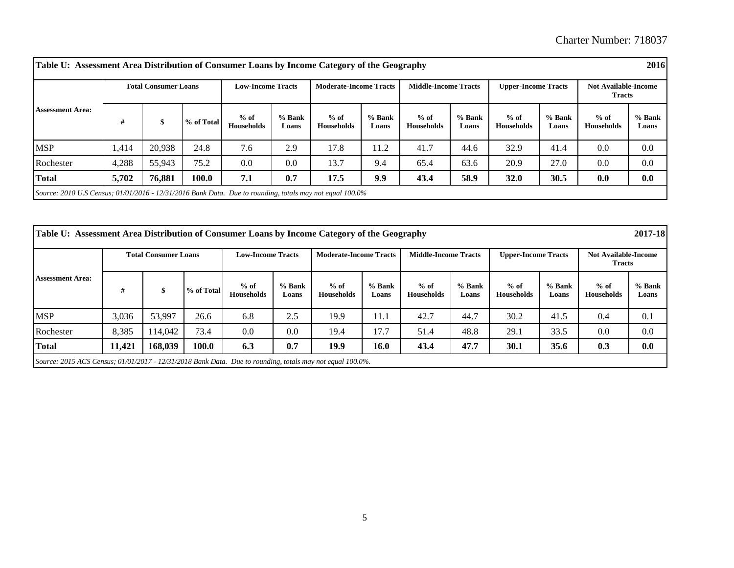| Table U: Assessment Area Distribution of Consumer Loans by Income Category of the Geography | | | | | | | | | | | | | 2016 |
|---|---|---|---|---|---|---|---|---|---|---|---|---|---|
| **Assessment Area:** | **Total Consumer Loans** | | | **Low-Income Tracts** | | **Moderate-Income Tracts** | | **Middle-Income Tracts** | | **Upper-Income Tracts** | | **Not Available-Income Tracts** | |
| | **#** | **$** | **% of Total** | **% of Households** | **% Bank Loans** | **% of Households** | **% Bank Loans** | **% of Households** | **% Bank Loans** | **% of Households** | **% Bank Loans** | **% of Households** | **% Bank Loans** |
| MSP | 1,414 | 20,938 | 24.8 | 7.6 | 2.9 | 17.8 | 11.2 | 41.7 | 44.6 | 32.9 | 41.4 | 0.0 | 0.0 |
| Rochester | 4,288 | 55,943 | 75.2 | 0.0 | 0.0 | 13.7 | 9.4 | 65.4 | 63.6 | 20.9 | 27.0 | 0.0 | 0.0 |
| **Total** | **5,702** | **76,881** | **100.0** | **7.1** | **0.7** | **17.5** | **9.9** | **43.4** | **58.9** | **32.0** | **30.5** | **0.0** | **0.0** |

*Source: 2010 U.S Census; 01/01/2016 - 12/31/2016 Bank Data. Due to rounding, totals may not equal 100.0%*

| Table U: Assessment Area Distribution of Consumer Loans by Income Category of the Geography | | | | | | | | | | | | | 2017-18 |
|---|---|---|---|---|---|---|---|---|---|---|---|---|---|
| **Assessment Area:** | **Total Consumer Loans** | | | **Low-Income Tracts** | | **Moderate-Income Tracts** | | **Middle-Income Tracts** | | **Upper-Income Tracts** | | **Not Available-Income Tracts** | |
| | **#** | **$** | **% of Total** | **% of Households** | **% Bank Loans** | **% of Households** | **% Bank Loans** | **% of Households** | **% Bank Loans** | **% of Households** | **% Bank Loans** | **% of Households** | **% Bank Loans** |
| MSP | 3,036 | 53,997 | 26.6 | 6.8 | 2.5 | 19.9 | 11.1 | 42.7 | 44.7 | 30.2 | 41.5 | 0.4 | 0.1 |
| Rochester | 8,385 | 114,042 | 73.4 | 0.0 | 0.0 | 19.4 | 17.7 | 51.4 | 48.8 | 29.1 | 33.5 | 0.0 | 0.0 |
| **Total** | **11,421** | **168,039** | **100.0** | **6.3** | **0.7** | **19.9** | **16.0** | **43.4** | **47.7** | **30.1** | **35.6** | **0.3** | **0.0** |

*Source: 2015 ACS Census; 01/01/2017 - 12/31/2018 Bank Data. Due to rounding, totals may not equal 100.0%.*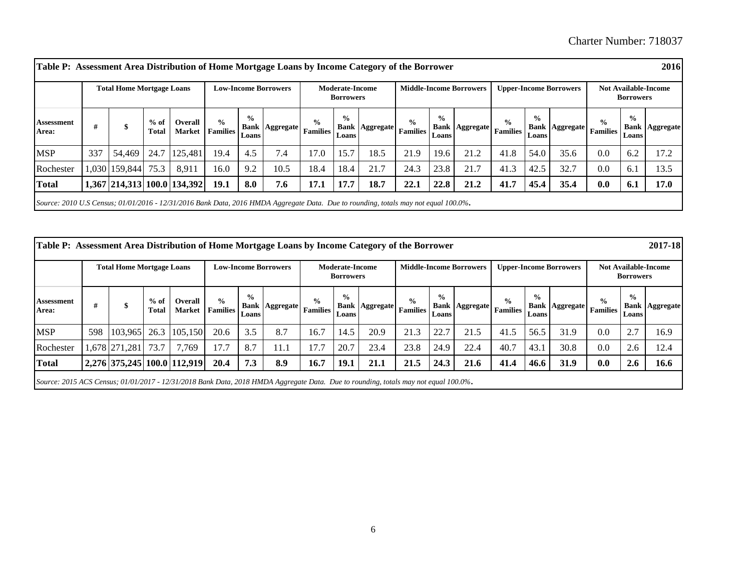**Table P: Assessment Area Distribution of Home Mortgage Loans by Income Category of the Borrower** **2016**

| | Total Home Mortgage Loans | | | | Low-Income Borrowers | | | Moderate-Income Borrowers | | | Middle-Income Borrowers | | | Upper-Income Borrowers | | | Not Available-Income Borrowers | | |
|---|---|---|---|---|---|---|---|---|---|---|---|---|---|---|---|---|---|---|---|
| Assessment Area: | # | $ | % of Total | Overall Market | % Families | % Bank Loans | Aggregate | % Families | % Bank Loans | Aggregate | % Families | % Bank Loans | Aggregate | % Families | % Bank Loans | Aggregate | % Families | % Bank Loans | Aggregate |
| MSP | 337 | 54,469 | 24.7 | 125,481 | 19.4 | 4.5 | 7.4 | 17.0 | 15.7 | 18.5 | 21.9 | 19.6 | 21.2 | 41.8 | 54.0 | 35.6 | 0.0 | 6.2 | 17.2 |
| Rochester | 1,030 | 159,844 | 75.3 | 8,911 | 16.0 | 9.2 | 10.5 | 18.4 | 18.4 | 21.7 | 24.3 | 23.8 | 21.7 | 41.3 | 42.5 | 32.7 | 0.0 | 6.1 | 13.5 |
| **Total** | **1,367** | **214,313** | **100.0** | **134,392** | **19.1** | **8.0** | **7.6** | **17.1** | **17.7** | **18.7** | **22.1** | **22.8** | **21.2** | **41.7** | **45.4** | **35.4** | **0.0** | **6.1** | **17.0** |

*Source: 2010 U.S Census; 01/01/2016 - 12/31/2016 Bank Data, 2016 HMDA Aggregate Data. Due to rounding, totals may not equal 100.0%.*

**Table P: Assessment Area Distribution of Home Mortgage Loans by Income Category of the Borrower** **2017-18**

| | Total Home Mortgage Loans | | | | Low-Income Borrowers | | | Moderate-Income Borrowers | | | Middle-Income Borrowers | | | Upper-Income Borrowers | | | Not Available-Income Borrowers | | |
|---|---|---|---|---|---|---|---|---|---|---|---|---|---|---|---|---|---|---|---|
| Assessment Area: | # | $ | % of Total | Overall Market | % Families | % Bank Loans | Aggregate | % Families | % Bank Loans | Aggregate | % Families | % Bank Loans | Aggregate | % Families | % Bank Loans | Aggregate | % Families | % Bank Loans | Aggregate |
| MSP | 598 | 103,965 | 26.3 | 105,150 | 20.6 | 3.5 | 8.7 | 16.7 | 14.5 | 20.9 | 21.3 | 22.7 | 21.5 | 41.5 | 56.5 | 31.9 | 0.0 | 2.7 | 16.9 |
| Rochester | 1,678 | 271,281 | 73.7 | 7,769 | 17.7 | 8.7 | 11.1 | 17.7 | 20.7 | 23.4 | 23.8 | 24.9 | 22.4 | 40.7 | 43.1 | 30.8 | 0.0 | 2.6 | 12.4 |
| **Total** | **2,276** | **375,245** | **100.0** | **112,919** | **20.4** | **7.3** | **8.9** | **16.7** | **19.1** | **21.1** | **21.5** | **24.3** | **21.6** | **41.4** | **46.6** | **31.9** | **0.0** | **2.6** | **16.6** |

*Source: 2015 ACS Census; 01/01/2017 - 12/31/2018 Bank Data, 2018 HMDA Aggregate Data. Due to rounding, totals may not equal 100.0%.*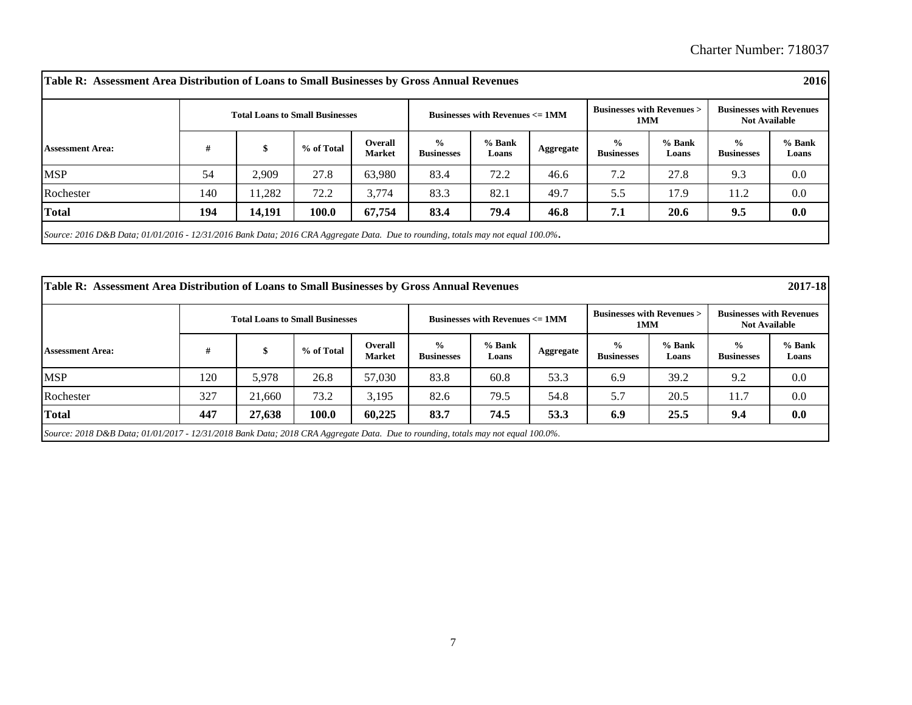Charter Number: 718037

**Table R: Assessment Area Distribution of Loans to Small Businesses by Gross Annual Revenues** **2016**

| | Total Loans to Small Businesses | | | | Businesses with Revenues <= 1MM | | | Businesses with Revenues > 1MM | | Businesses with Revenues Not Available | |
|---|---|---|---|---|---|---|---|---|---|---|---|
| **Assessment Area:** | **#** | **$** | **% of Total** | **Overall Market** | **% Businesses** | **% Bank Loans** | **Aggregate** | **% Businesses** | **% Bank Loans** | **% Businesses** | **% Bank Loans** |
| MSP | 54 | 2,909 | 27.8 | 63,980 | 83.4 | 72.2 | 46.6 | 7.2 | 27.8 | 9.3 | 0.0 |
| Rochester | 140 | 11,282 | 72.2 | 3,774 | 83.3 | 82.1 | 49.7 | 5.5 | 17.9 | 11.2 | 0.0 |
| **Total** | **194** | **14,191** | **100.0** | **67,754** | **83.4** | **79.4** | **46.8** | **7.1** | **20.6** | **9.5** | **0.0** |

*Source: 2016 D&B Data; 01/01/2016 - 12/31/2016 Bank Data; 2016 CRA Aggregate Data. Due to rounding, totals may not equal 100.0%.*

**Table R: Assessment Area Distribution of Loans to Small Businesses by Gross Annual Revenues** **2017-18**

| | Total Loans to Small Businesses | | | | Businesses with Revenues <= 1MM | | | Businesses with Revenues > 1MM | | Businesses with Revenues Not Available | |
|---|---|---|---|---|---|---|---|---|---|---|---|
| **Assessment Area:** | **#** | **$** | **% of Total** | **Overall Market** | **% Businesses** | **% Bank Loans** | **Aggregate** | **% Businesses** | **% Bank Loans** | **% Businesses** | **% Bank Loans** |
| MSP | 120 | 5,978 | 26.8 | 57,030 | 83.8 | 60.8 | 53.3 | 6.9 | 39.2 | 9.2 | 0.0 |
| Rochester | 327 | 21,660 | 73.2 | 3,195 | 82.6 | 79.5 | 54.8 | 5.7 | 20.5 | 11.7 | 0.0 |
| **Total** | **447** | **27,638** | **100.0** | **60,225** | **83.7** | **74.5** | **53.3** | **6.9** | **25.5** | **9.4** | **0.0** |

*Source: 2018 D&B Data; 01/01/2017 - 12/31/2018 Bank Data; 2018 CRA Aggregate Data. Due to rounding, totals may not equal 100.0%.*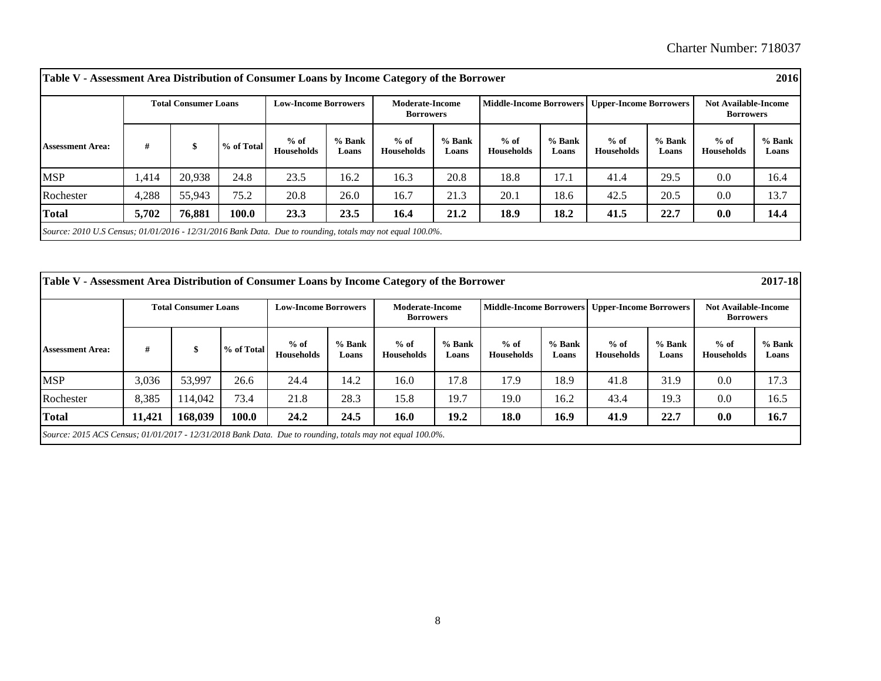Charter Number: 718037

| Table V - Assessment Area Distribution of Consumer Loans by Income Category of the Borrower | | | | | | | | | | | | | 2016 |
|---|---|---|---|---|---|---|---|---|---|---|---|---|---|
| | Total Consumer Loans | | | Low-Income Borrowers | | Moderate-Income Borrowers | | Middle-Income Borrowers | | Upper-Income Borrowers | | Not Available-Income Borrowers | |
| Assessment Area: | # | $ | % of Total | % of Households | % Bank Loans | % of Households | % Bank Loans | % of Households | % Bank Loans | % of Households | % Bank Loans | % of Households | % Bank Loans |
| MSP | 1,414 | 20,938 | 24.8 | 23.5 | 16.2 | 16.3 | 20.8 | 18.8 | 17.1 | 41.4 | 29.5 | 0.0 | 16.4 |
| Rochester | 4,288 | 55,943 | 75.2 | 20.8 | 26.0 | 16.7 | 21.3 | 20.1 | 18.6 | 42.5 | 20.5 | 0.0 | 13.7 |
| **Total** | **5,702** | **76,881** | **100.0** | **23.3** | **23.5** | **16.4** | **21.2** | **18.9** | **18.2** | **41.5** | **22.7** | **0.0** | **14.4** |

*Source: 2010 U.S Census; 01/01/2016 - 12/31/2016 Bank Data. Due to rounding, totals may not equal 100.0%.*

| Table V - Assessment Area Distribution of Consumer Loans by Income Category of the Borrower | | | | | | | | | | | | | 2017-18 |
|---|---|---|---|---|---|---|---|---|---|---|---|---|---|
| | Total Consumer Loans | | | Low-Income Borrowers | | Moderate-Income Borrowers | | Middle-Income Borrowers | | Upper-Income Borrowers | | Not Available-Income Borrowers | |
| Assessment Area: | # | $ | % of Total | % of Households | % Bank Loans | % of Households | % Bank Loans | % of Households | % Bank Loans | % of Households | % Bank Loans | % of Households | % Bank Loans |
| MSP | 3,036 | 53,997 | 26.6 | 24.4 | 14.2 | 16.0 | 17.8 | 17.9 | 18.9 | 41.8 | 31.9 | 0.0 | 17.3 |
| Rochester | 8,385 | 114,042 | 73.4 | 21.8 | 28.3 | 15.8 | 19.7 | 19.0 | 16.2 | 43.4 | 19.3 | 0.0 | 16.5 |
| **Total** | **11,421** | **168,039** | **100.0** | **24.2** | **24.5** | **16.0** | **19.2** | **18.0** | **16.9** | **41.9** | **22.7** | **0.0** | **16.7** |

*Source: 2015 ACS Census; 01/01/2017 - 12/31/2018 Bank Data. Due to rounding, totals may not equal 100.0%.*